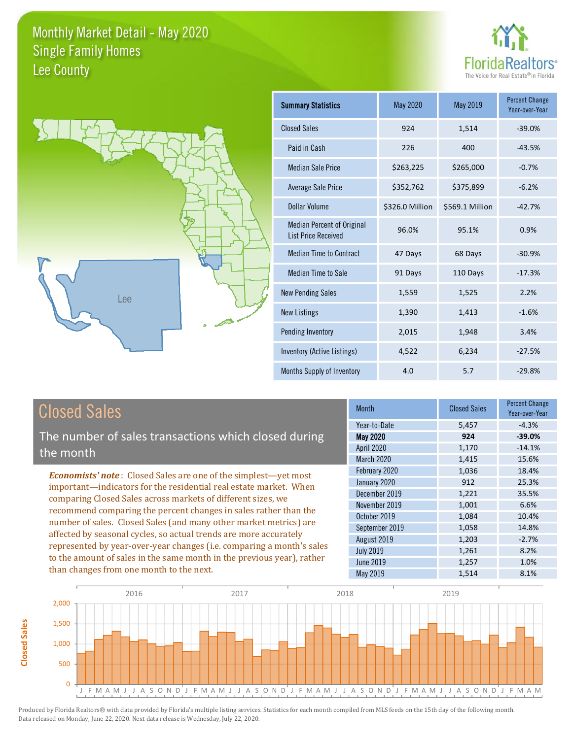# Monthly Market Detail - May 2020
## Single Family Homes
## Lee County

FloridaRealtors®
The Voice for Real Estate® in Florida

| Summary Statistics | May 2020 | May 2019 | Percent Change Year-over-Year |
|---|---|---|---|
| Closed Sales | 924 | 1,514 | -39.0% |
| Paid in Cash | 226 | 400 | -43.5% |
| Median Sale Price | $263,225 | $265,000 | -0.7% |
| Average Sale Price | $352,762 | $375,899 | -6.2% |
| Dollar Volume | $326.0 Million | $569.1 Million | -42.7% |
| Median Percent of Original List Price Received | 96.0% | 95.1% | 0.9% |
| Median Time to Contract | 47 Days | 68 Days | -30.9% |
| Median Time to Sale | 91 Days | 110 Days | -17.3% |
| New Pending Sales | 1,559 | 1,525 | 2.2% |
| New Listings | 1,390 | 1,413 | -1.6% |
| Pending Inventory | 2,015 | 1,948 | 3.4% |
| Inventory (Active Listings) | 4,522 | 6,234 | -27.5% |
| Months Supply of Inventory | 4.0 | 5.7 | -29.8% |

## Closed Sales

The number of sales transactions which closed during the month

***Economists' note***: Closed Sales are one of the simplest—yet most important—indicators for the residential real estate market. When comparing Closed Sales across markets of different sizes, we recommend comparing the percent changes in sales rather than the number of sales. Closed Sales (and many other market metrics) are affected by seasonal cycles, so actual trends are more accurately represented by year-over-year changes (i.e. comparing a month's sales to the amount of sales in the same month in the previous year), rather than changes from one month to the next.

| Month | Closed Sales | Percent Change Year-over-Year |
|---|---|---|
| Year-to-Date | 5,457 | -4.3% |
| **May 2020** | **924** | **-39.0%** |
| April 2020 | 1,170 | -14.1% |
| March 2020 | 1,415 | 15.6% |
| February 2020 | 1,036 | 18.4% |
| January 2020 | 912 | 25.3% |
| December 2019 | 1,221 | 35.5% |
| November 2019 | 1,001 | 6.6% |
| October 2019 | 1,084 | 10.4% |
| September 2019 | 1,058 | 14.8% |
| August 2019 | 1,203 | -2.7% |
| July 2019 | 1,261 | 8.2% |
| June 2019 | 1,257 | 1.0% |
| May 2019 | 1,514 | 8.1% |

Produced by Florida Realtors® with data provided by Florida's multiple listing services. Statistics for each month compiled from MLS feeds on the 15th day of the following month. Data released on Monday, June 22, 2020. Next data release is Wednesday, July 22, 2020.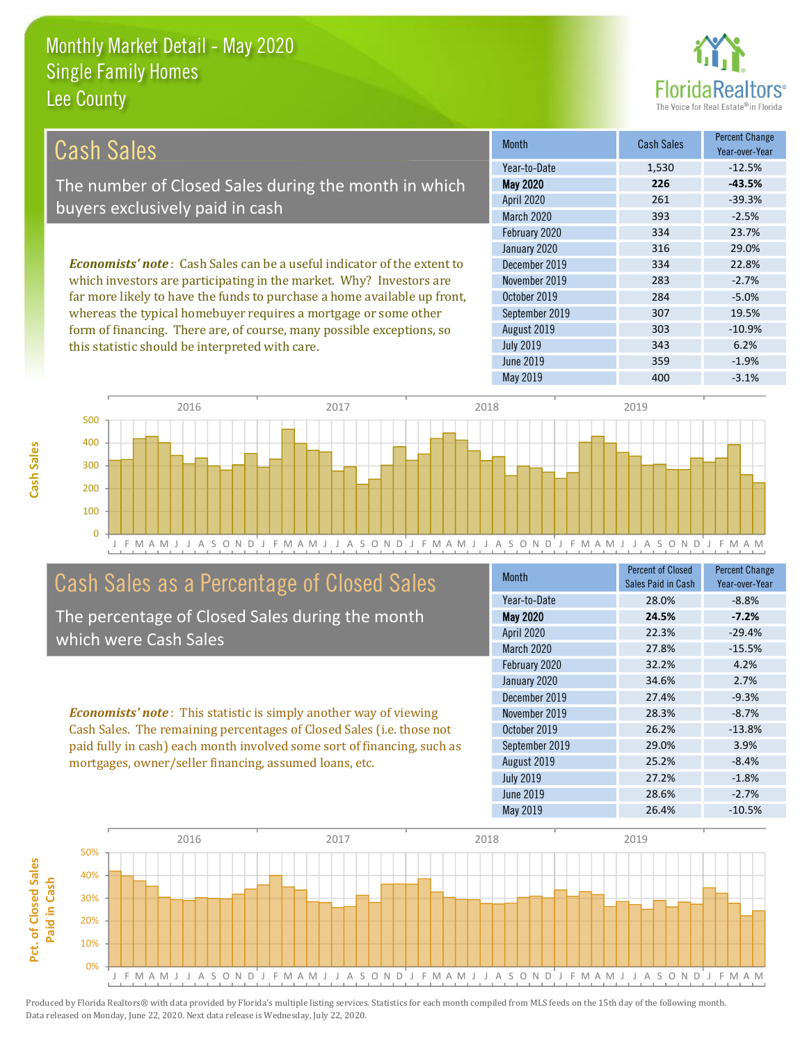# Monthly Market Detail - May 2020
## Single Family Homes
## Lee County

## Cash Sales

The number of Closed Sales during the month in which buyers exclusively paid in cash

*Economists' note*: Cash Sales can be a useful indicator of the extent to which investors are participating in the market. Why? Investors are far more likely to have the funds to purchase a home available up front, whereas the typical homebuyer requires a mortgage or some other form of financing. There are, of course, many possible exceptions, so this statistic should be interpreted with care.

| Month | Cash Sales | Percent Change Year-over-Year |
|---|---|---|
| Year-to-Date | 1,530 | -12.5% |
| **May 2020** | **226** | **-43.5%** |
| April 2020 | 261 | -39.3% |
| March 2020 | 393 | -2.5% |
| February 2020 | 334 | 23.7% |
| January 2020 | 316 | 29.0% |
| December 2019 | 334 | 22.8% |
| November 2019 | 283 | -2.7% |
| October 2019 | 284 | -5.0% |
| September 2019 | 307 | 19.5% |
| August 2019 | 303 | -10.9% |
| July 2019 | 343 | 6.2% |
| June 2019 | 359 | -1.9% |
| May 2019 | 400 | -3.1% |

## Cash Sales as a Percentage of Closed Sales

The percentage of Closed Sales during the month which were Cash Sales

*Economists' note*: This statistic is simply another way of viewing Cash Sales. The remaining percentages of Closed Sales (i.e. those not paid fully in cash) each month involved some sort of financing, such as mortgages, owner/seller financing, assumed loans, etc.

| Month | Percent of Closed Sales Paid in Cash | Percent Change Year-over-Year |
|---|---|---|
| Year-to-Date | 28.0% | -8.8% |
| **May 2020** | **24.5%** | **-7.2%** |
| April 2020 | 22.3% | -29.4% |
| March 2020 | 27.8% | -15.5% |
| February 2020 | 32.2% | 4.2% |
| January 2020 | 34.6% | 2.7% |
| December 2019 | 27.4% | -9.3% |
| November 2019 | 28.3% | -8.7% |
| October 2019 | 26.2% | -13.8% |
| September 2019 | 29.0% | 3.9% |
| August 2019 | 25.2% | -8.4% |
| July 2019 | 27.2% | -1.8% |
| June 2019 | 28.6% | -2.7% |
| May 2019 | 26.4% | -10.5% |

Produced by Florida Realtors® with data provided by Florida's multiple listing services. Statistics for each month compiled from MLS feeds on the 15th day of the following month. Data released on Monday, June 22, 2020. Next data release is Wednesday, July 22, 2020.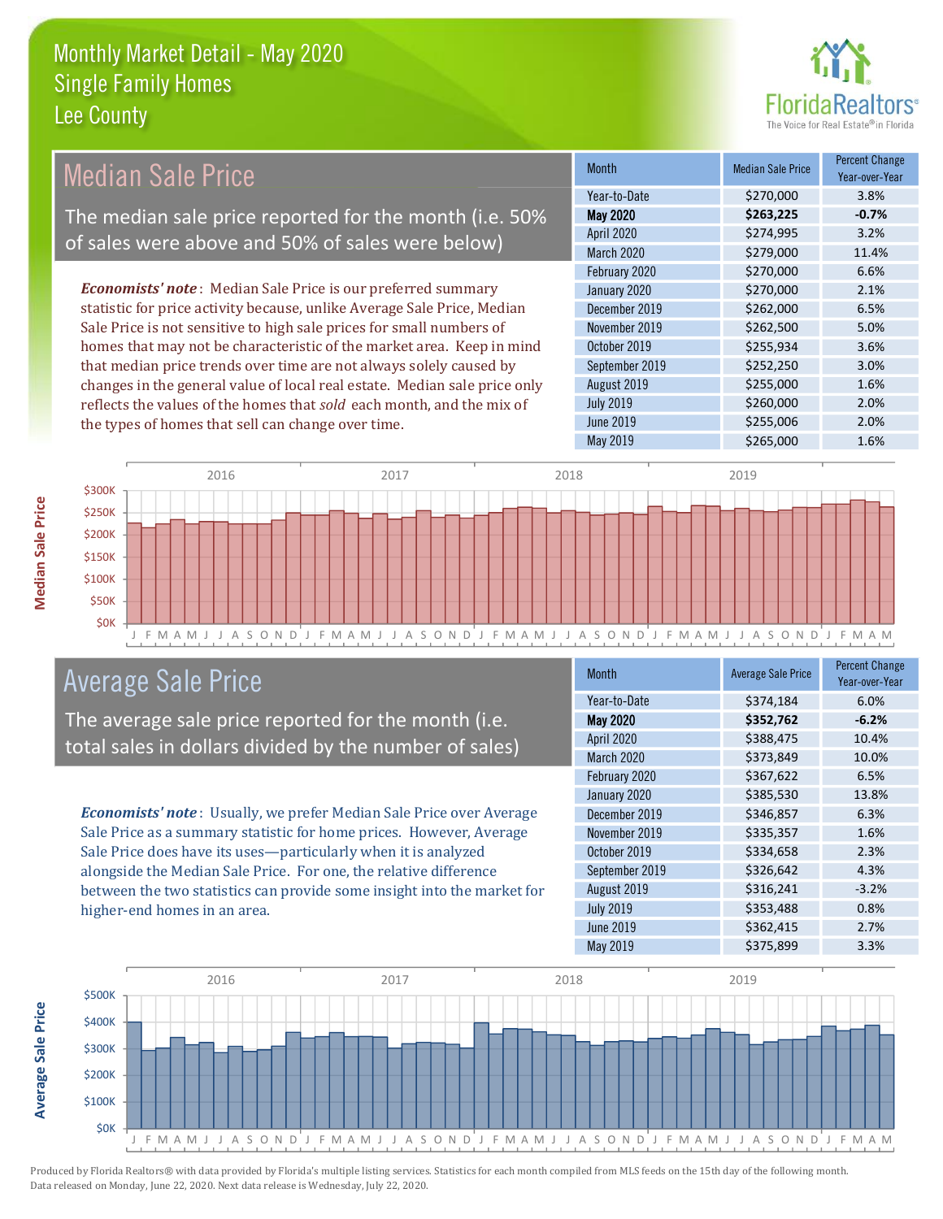# Monthly Market Detail - May 2020
## Single Family Homes
## Lee County

## Median Sale Price

The median sale price reported for the month (i.e. 50% of sales were above and 50% of sales were below)

***Economists' note*** : Median Sale Price is our preferred summary statistic for price activity because, unlike Average Sale Price, Median Sale Price is not sensitive to high sale prices for small numbers of homes that may not be characteristic of the market area. Keep in mind that median price trends over time are not always solely caused by changes in the general value of local real estate. Median sale price only reflects the values of the homes that *sold* each month, and the mix of the types of homes that sell can change over time.

| Month | Median Sale Price | Percent Change Year-over-Year |
|---|---|---|
| Year-to-Date | $270,000 | 3.8% |
| **May 2020** | **$263,225** | **-0.7%** |
| April 2020 | $274,995 | 3.2% |
| March 2020 | $279,000 | 11.4% |
| February 2020 | $270,000 | 6.6% |
| January 2020 | $270,000 | 2.1% |
| December 2019 | $262,000 | 6.5% |
| November 2019 | $262,500 | 5.0% |
| October 2019 | $255,934 | 3.6% |
| September 2019 | $252,250 | 3.0% |
| August 2019 | $255,000 | 1.6% |
| July 2019 | $260,000 | 2.0% |
| June 2019 | $255,006 | 2.0% |
| May 2019 | $265,000 | 1.6% |

## Average Sale Price

The average sale price reported for the month (i.e. total sales in dollars divided by the number of sales)

***Economists' note*** : Usually, we prefer Median Sale Price over Average Sale Price as a summary statistic for home prices. However, Average Sale Price does have its uses—particularly when it is analyzed alongside the Median Sale Price. For one, the relative difference between the two statistics can provide some insight into the market for higher-end homes in an area.

| Month | Average Sale Price | Percent Change Year-over-Year |
|---|---|---|
| Year-to-Date | $374,184 | 6.0% |
| **May 2020** | **$352,762** | **-6.2%** |
| April 2020 | $388,475 | 10.4% |
| March 2020 | $373,849 | 10.0% |
| February 2020 | $367,622 | 6.5% |
| January 2020 | $385,530 | 13.8% |
| December 2019 | $346,857 | 6.3% |
| November 2019 | $335,357 | 1.6% |
| October 2019 | $334,658 | 2.3% |
| September 2019 | $326,642 | 4.3% |
| August 2019 | $316,241 | -3.2% |
| July 2019 | $353,488 | 0.8% |
| June 2019 | $362,415 | 2.7% |
| May 2019 | $375,899 | 3.3% |

Produced by Florida Realtors® with data provided by Florida's multiple listing services. Statistics for each month compiled from MLS feeds on the 15th day of the following month. Data released on Monday, June 22, 2020. Next data release is Wednesday, July 22, 2020.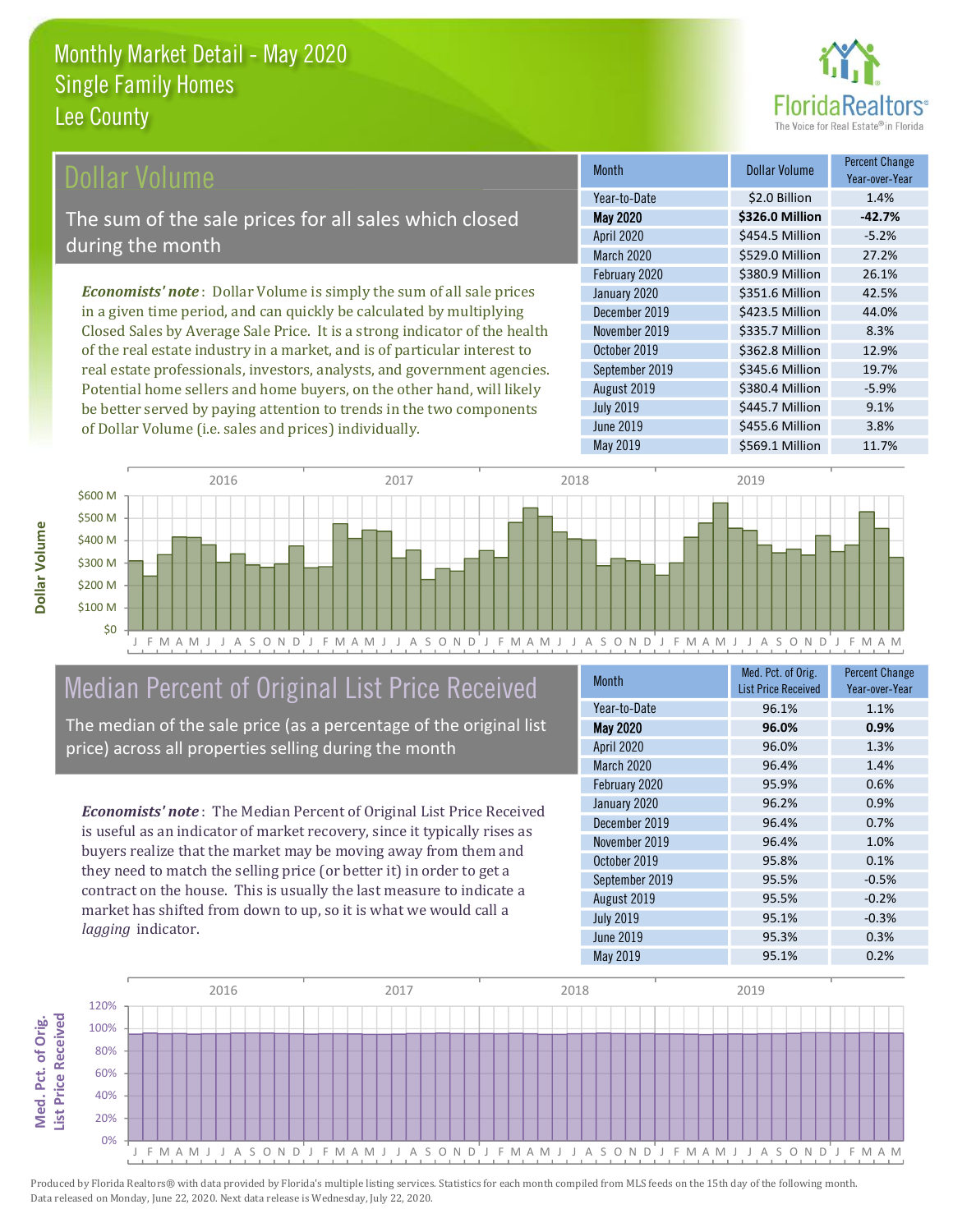# Monthly Market Detail - May 2020
## Single Family Homes
## Lee County

## Dollar Volume

The sum of the sale prices for all sales which closed during the month

***Economists' note***: Dollar Volume is simply the sum of all sale prices in a given time period, and can quickly be calculated by multiplying Closed Sales by Average Sale Price. It is a strong indicator of the health of the real estate industry in a market, and is of particular interest to real estate professionals, investors, analysts, and government agencies. Potential home sellers and home buyers, on the other hand, will likely be better served by paying attention to trends in the two components of Dollar Volume (i.e. sales and prices) individually.

| Month | Dollar Volume | Percent Change Year-over-Year |
|---|---|---|
| Year-to-Date | $2.0 Billion | 1.4% |
| **May 2020** | **$326.0 Million** | **-42.7%** |
| April 2020 | $454.5 Million | -5.2% |
| March 2020 | $529.0 Million | 27.2% |
| February 2020 | $380.9 Million | 26.1% |
| January 2020 | $351.6 Million | 42.5% |
| December 2019 | $423.5 Million | 44.0% |
| November 2019 | $335.7 Million | 8.3% |
| October 2019 | $362.8 Million | 12.9% |
| September 2019 | $345.6 Million | 19.7% |
| August 2019 | $380.4 Million | -5.9% |
| July 2019 | $445.7 Million | 9.1% |
| June 2019 | $455.6 Million | 3.8% |
| May 2019 | $569.1 Million | 11.7% |

## Median Percent of Original List Price Received

The median of the sale price (as a percentage of the original list price) across all properties selling during the month

***Economists' note***: The Median Percent of Original List Price Received is useful as an indicator of market recovery, since it typically rises as buyers realize that the market may be moving away from them and they need to match the selling price (or better it) in order to get a contract on the house. This is usually the last measure to indicate a market has shifted from down to up, so it is what we would call a *lagging* indicator.

| Month | Med. Pct. of Orig. List Price Received | Percent Change Year-over-Year |
|---|---|---|
| Year-to-Date | 96.1% | 1.1% |
| **May 2020** | **96.0%** | **0.9%** |
| April 2020 | 96.0% | 1.3% |
| March 2020 | 96.4% | 1.4% |
| February 2020 | 95.9% | 0.6% |
| January 2020 | 96.2% | 0.9% |
| December 2019 | 96.4% | 0.7% |
| November 2019 | 96.4% | 1.0% |
| October 2019 | 95.8% | 0.1% |
| September 2019 | 95.5% | -0.5% |
| August 2019 | 95.5% | -0.2% |
| July 2019 | 95.1% | -0.3% |
| June 2019 | 95.3% | 0.3% |
| May 2019 | 95.1% | 0.2% |

Produced by Florida Realtors® with data provided by Florida's multiple listing services. Statistics for each month compiled from MLS feeds on the 15th day of the following month. Data released on Monday, June 22, 2020. Next data release is Wednesday, July 22, 2020.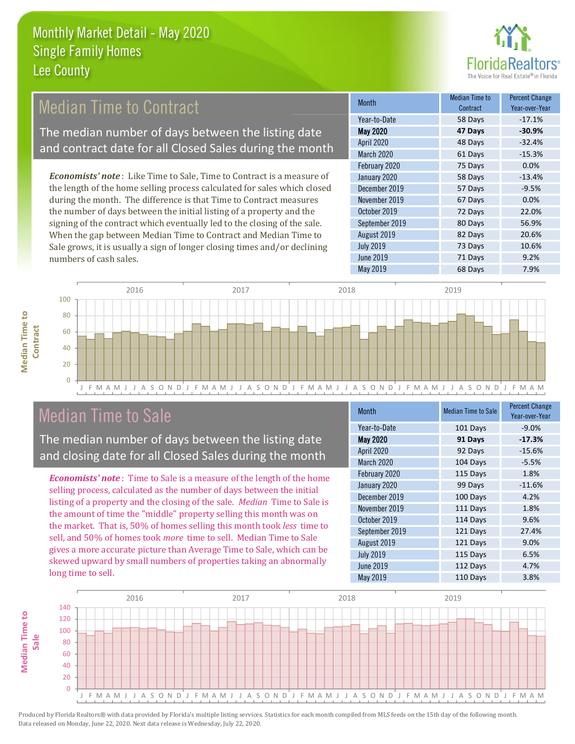# Monthly Market Detail - May 2020
## Single Family Homes
## Lee County

## Median Time to Contract

The median number of days between the listing date and contract date for all Closed Sales during the month

*Economists' note*: Like Time to Sale, Time to Contract is a measure of the length of the home selling process calculated for sales which closed during the month. The difference is that Time to Contract measures the number of days between the initial listing of a property and the signing of the contract which eventually led to the closing of the sale. When the gap between Median Time to Contract and Median Time to Sale grows, it is usually a sign of longer closing times and/or declining numbers of cash sales.

| Month | Median Time to Contract | Percent Change Year-over-Year |
|---|---|---|
| Year-to-Date | 58 Days | -17.1% |
| **May 2020** | **47 Days** | **-30.9%** |
| April 2020 | 48 Days | -32.4% |
| March 2020 | 61 Days | -15.3% |
| February 2020 | 75 Days | 0.0% |
| January 2020 | 58 Days | -13.4% |
| December 2019 | 57 Days | -9.5% |
| November 2019 | 67 Days | 0.0% |
| October 2019 | 72 Days | 22.0% |
| September 2019 | 80 Days | 56.9% |
| August 2019 | 82 Days | 20.6% |
| July 2019 | 73 Days | 10.6% |
| June 2019 | 71 Days | 9.2% |
| May 2019 | 68 Days | 7.9% |

## Median Time to Sale

The median number of days between the listing date and closing date for all Closed Sales during the month

*Economists' note*: Time to Sale is a measure of the length of the home selling process, calculated as the number of days between the initial listing of a property and the closing of the sale. *Median* Time to Sale is the amount of time the "middle" property selling this month was on the market. That is, 50% of homes selling this month took *less* time to sell, and 50% of homes took *more* time to sell. Median Time to Sale gives a more accurate picture than Average Time to Sale, which can be skewed upward by small numbers of properties taking an abnormally long time to sell.

| Month | Median Time to Sale | Percent Change Year-over-Year |
|---|---|---|
| Year-to-Date | 101 Days | -9.0% |
| **May 2020** | **91 Days** | **-17.3%** |
| April 2020 | 92 Days | -15.6% |
| March 2020 | 104 Days | -5.5% |
| February 2020 | 115 Days | 1.8% |
| January 2020 | 99 Days | -11.6% |
| December 2019 | 100 Days | 4.2% |
| November 2019 | 111 Days | 1.8% |
| October 2019 | 114 Days | 9.6% |
| September 2019 | 121 Days | 27.4% |
| August 2019 | 121 Days | 9.0% |
| July 2019 | 115 Days | 6.5% |
| June 2019 | 112 Days | 4.7% |
| May 2019 | 110 Days | 3.8% |

Produced by Florida Realtors® with data provided by Florida's multiple listing services. Statistics for each month compiled from MLS feeds on the 15th day of the following month. Data released on Monday, June 22, 2020. Next data release is Wednesday, July 22, 2020.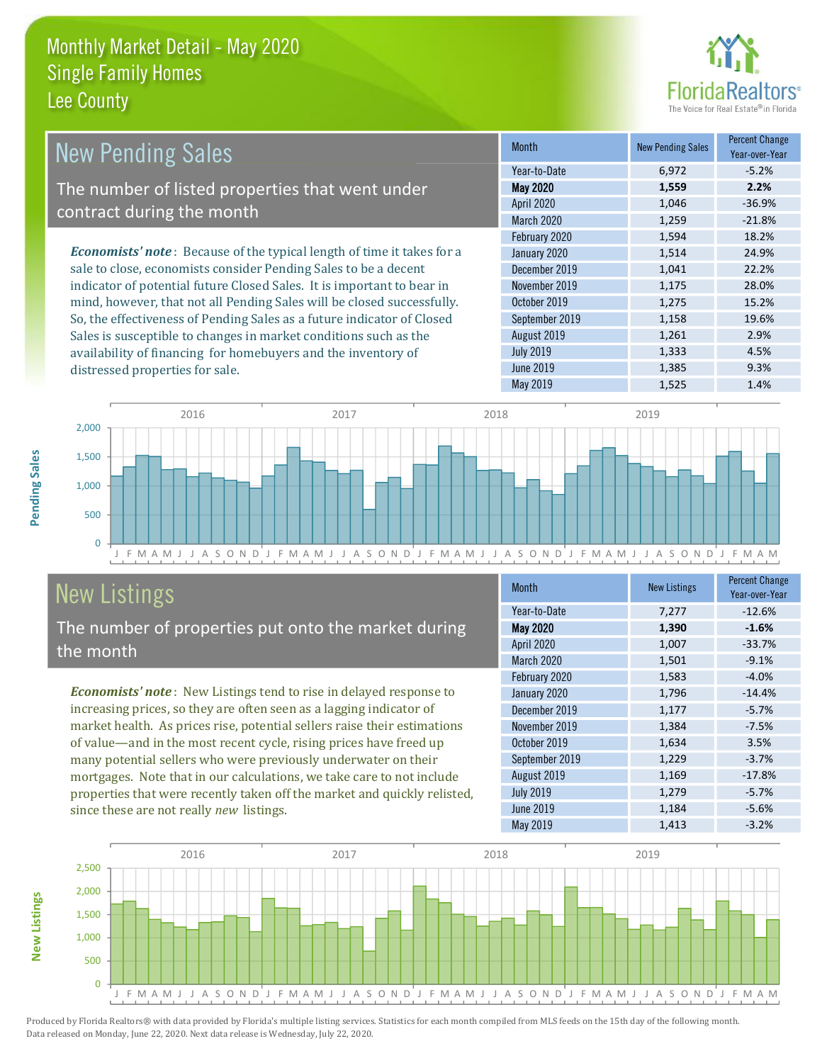# Monthly Market Detail - May 2020
## Single Family Homes
## Lee County

## New Pending Sales

The number of listed properties that went under contract during the month

*Economists' note*: Because of the typical length of time it takes for a sale to close, economists consider Pending Sales to be a decent indicator of potential future Closed Sales. It is important to bear in mind, however, that not all Pending Sales will be closed successfully. So, the effectiveness of Pending Sales as a future indicator of Closed Sales is susceptible to changes in market conditions such as the availability of financing for homebuyers and the inventory of distressed properties for sale.

| Month | New Pending Sales | Percent Change Year-over-Year |
|---|---|---|
| Year-to-Date | 6,972 | -5.2% |
| **May 2020** | **1,559** | **2.2%** |
| April 2020 | 1,046 | -36.9% |
| March 2020 | 1,259 | -21.8% |
| February 2020 | 1,594 | 18.2% |
| January 2020 | 1,514 | 24.9% |
| December 2019 | 1,041 | 22.2% |
| November 2019 | 1,175 | 28.0% |
| October 2019 | 1,275 | 15.2% |
| September 2019 | 1,158 | 19.6% |
| August 2019 | 1,261 | 2.9% |
| July 2019 | 1,333 | 4.5% |
| June 2019 | 1,385 | 9.3% |
| May 2019 | 1,525 | 1.4% |

## New Listings

The number of properties put onto the market during the month

*Economists' note*: New Listings tend to rise in delayed response to increasing prices, so they are often seen as a lagging indicator of market health. As prices rise, potential sellers raise their estimations of value—and in the most recent cycle, rising prices have freed up many potential sellers who were previously underwater on their mortgages. Note that in our calculations, we take care to not include properties that were recently taken off the market and quickly relisted, since these are not really *new* listings.

| Month | New Listings | Percent Change Year-over-Year |
|---|---|---|
| Year-to-Date | 7,277 | -12.6% |
| **May 2020** | **1,390** | **-1.6%** |
| April 2020 | 1,007 | -33.7% |
| March 2020 | 1,501 | -9.1% |
| February 2020 | 1,583 | -4.0% |
| January 2020 | 1,796 | -14.4% |
| December 2019 | 1,177 | -5.7% |
| November 2019 | 1,384 | -7.5% |
| October 2019 | 1,634 | 3.5% |
| September 2019 | 1,229 | -3.7% |
| August 2019 | 1,169 | -17.8% |
| July 2019 | 1,279 | -5.7% |
| June 2019 | 1,184 | -5.6% |
| May 2019 | 1,413 | -3.2% |

Produced by Florida Realtors® with data provided by Florida's multiple listing services. Statistics for each month compiled from MLS feeds on the 15th day of the following month. Data released on Monday, June 22, 2020. Next data release is Wednesday, July 22, 2020.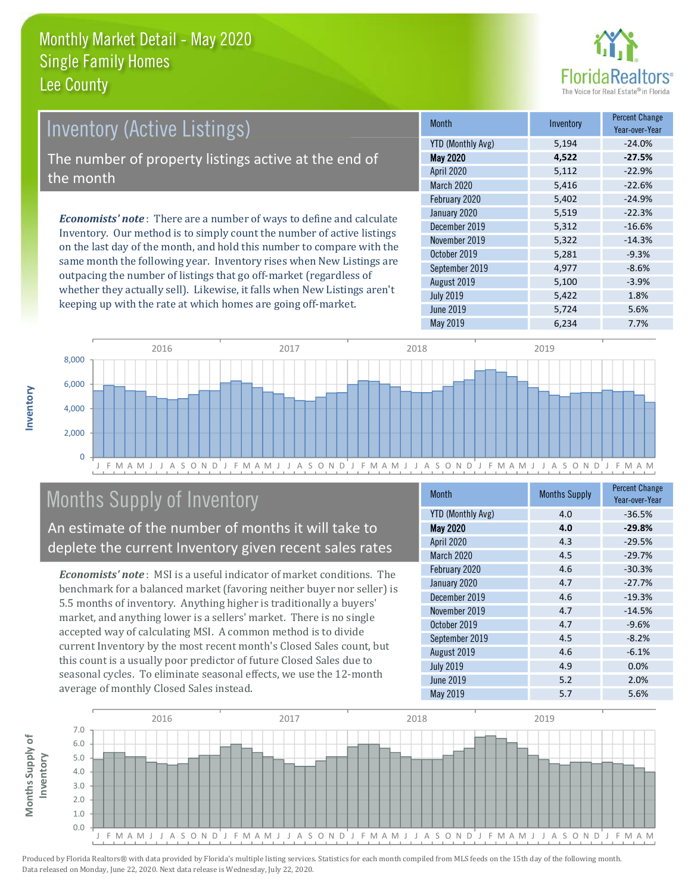# Monthly Market Detail - May 2020
## Single Family Homes
## Lee County

## Inventory (Active Listings)

The number of property listings active at the end of the month

***Economists' note***: There are a number of ways to define and calculate Inventory. Our method is to simply count the number of active listings on the last day of the month, and hold this number to compare with the same month the following year. Inventory rises when New Listings are outpacing the number of listings that go off-market (regardless of whether they actually sell). Likewise, it falls when New Listings aren't keeping up with the rate at which homes are going off-market.

| Month | Inventory | Percent Change Year-over-Year |
|---|---|---|
| YTD (Monthly Avg) | 5,194 | -24.0% |
| **May 2020** | **4,522** | **-27.5%** |
| April 2020 | 5,112 | -22.9% |
| March 2020 | 5,416 | -22.6% |
| February 2020 | 5,402 | -24.9% |
| January 2020 | 5,519 | -22.3% |
| December 2019 | 5,312 | -16.6% |
| November 2019 | 5,322 | -14.3% |
| October 2019 | 5,281 | -9.3% |
| September 2019 | 4,977 | -8.6% |
| August 2019 | 5,100 | -3.9% |
| July 2019 | 5,422 | 1.8% |
| June 2019 | 5,724 | 5.6% |
| May 2019 | 6,234 | 7.7% |

## Months Supply of Inventory

An estimate of the number of months it will take to deplete the current Inventory given recent sales rates

***Economists' note***: MSI is a useful indicator of market conditions. The benchmark for a balanced market (favoring neither buyer nor seller) is 5.5 months of inventory. Anything higher is traditionally a buyers' market, and anything lower is a sellers' market. There is no single accepted way of calculating MSI. A common method is to divide current Inventory by the most recent month's Closed Sales count, but this count is a usually poor predictor of future Closed Sales due to seasonal cycles. To eliminate seasonal effects, we use the 12-month average of monthly Closed Sales instead.

| Month | Months Supply | Percent Change Year-over-Year |
|---|---|---|
| YTD (Monthly Avg) | 4.0 | -36.5% |
| **May 2020** | **4.0** | **-29.8%** |
| April 2020 | 4.3 | -29.5% |
| March 2020 | 4.5 | -29.7% |
| February 2020 | 4.6 | -30.3% |
| January 2020 | 4.7 | -27.7% |
| December 2019 | 4.6 | -19.3% |
| November 2019 | 4.7 | -14.5% |
| October 2019 | 4.7 | -9.6% |
| September 2019 | 4.5 | -8.2% |
| August 2019 | 4.6 | -6.1% |
| July 2019 | 4.9 | 0.0% |
| June 2019 | 5.2 | 2.0% |
| May 2019 | 5.7 | 5.6% |

Produced by Florida Realtors® with data provided by Florida's multiple listing services. Statistics for each month compiled from MLS feeds on the 15th day of the following month. Data released on Monday, June 22, 2020. Next data release is Wednesday, July 22, 2020.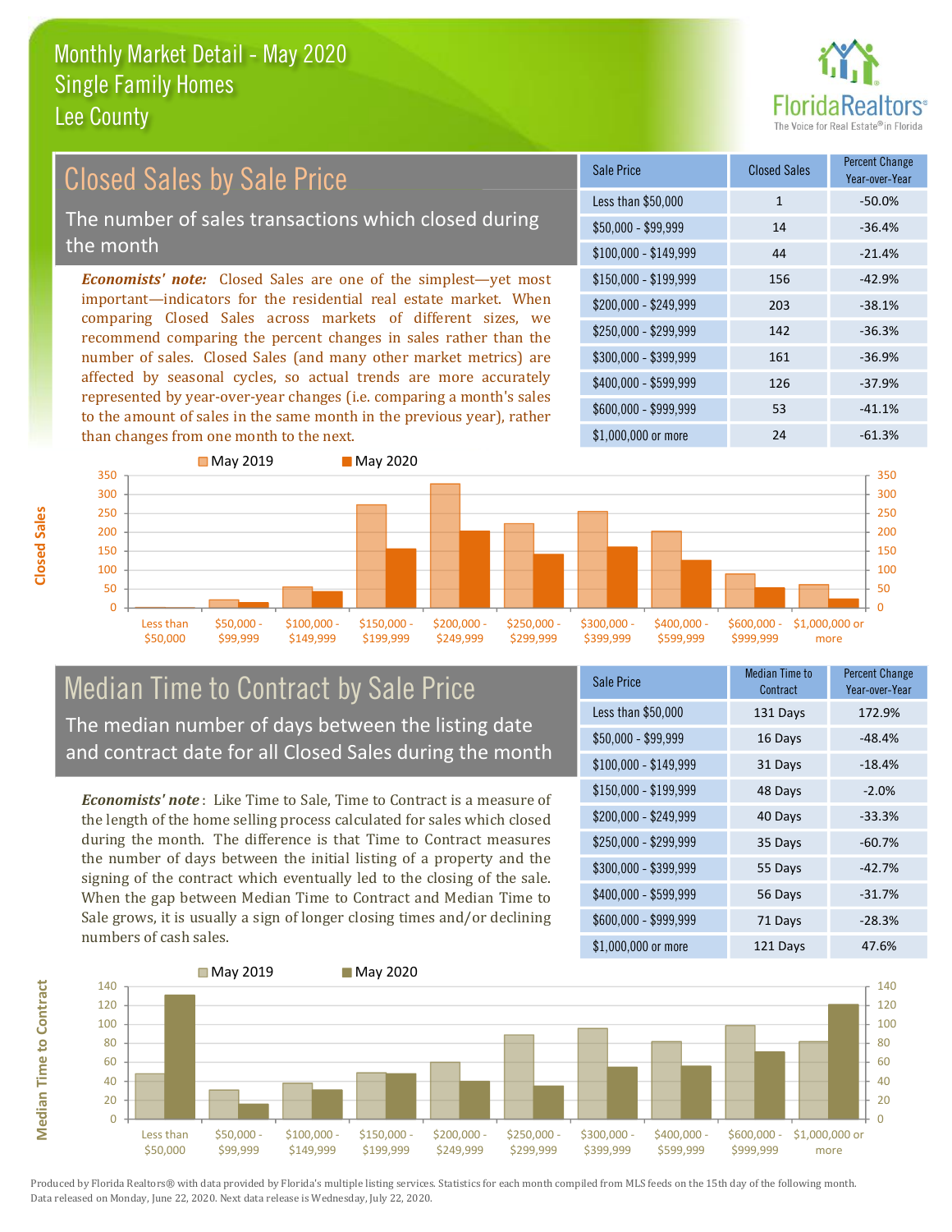# Monthly Market Detail - May 2020
## Single Family Homes
## Lee County

## Closed Sales by Sale Price

The number of sales transactions which closed during the month

*Economists' note:* Closed Sales are one of the simplest—yet most important—indicators for the residential real estate market. When comparing Closed Sales across markets of different sizes, we recommend comparing the percent changes in sales rather than the number of sales. Closed Sales (and many other market metrics) are affected by seasonal cycles, so actual trends are more accurately represented by year-over-year changes (i.e. comparing a month's sales to the amount of sales in the same month in the previous year), rather than changes from one month to the next.

| Sale Price | Closed Sales | Percent Change Year-over-Year |
|---|---|---|
| Less than $50,000 | 1 | -50.0% |
| $50,000 - $99,999 | 14 | -36.4% |
| $100,000 - $149,999 | 44 | -21.4% |
| $150,000 - $199,999 | 156 | -42.9% |
| $200,000 - $249,999 | 203 | -38.1% |
| $250,000 - $299,999 | 142 | -36.3% |
| $300,000 - $399,999 | 161 | -36.9% |
| $400,000 - $599,999 | 126 | -37.9% |
| $600,000 - $999,999 | 53 | -41.1% |
| $1,000,000 or more | 24 | -61.3% |

## Median Time to Contract by Sale Price

The median number of days between the listing date and contract date for all Closed Sales during the month

*Economists' note*: Like Time to Sale, Time to Contract is a measure of the length of the home selling process calculated for sales which closed during the month. The difference is that Time to Contract measures the number of days between the initial listing of a property and the signing of the contract which eventually led to the closing of the sale. When the gap between Median Time to Contract and Median Time to Sale grows, it is usually a sign of longer closing times and/or declining numbers of cash sales.

| Sale Price | Median Time to Contract | Percent Change Year-over-Year |
|---|---|---|
| Less than $50,000 | 131 Days | 172.9% |
| $50,000 - $99,999 | 16 Days | -48.4% |
| $100,000 - $149,999 | 31 Days | -18.4% |
| $150,000 - $199,999 | 48 Days | -2.0% |
| $200,000 - $249,999 | 40 Days | -33.3% |
| $250,000 - $299,999 | 35 Days | -60.7% |
| $300,000 - $399,999 | 55 Days | -42.7% |
| $400,000 - $599,999 | 56 Days | -31.7% |
| $600,000 - $999,999 | 71 Days | -28.3% |
| $1,000,000 or more | 121 Days | 47.6% |

Produced by Florida Realtors® with data provided by Florida's multiple listing services. Statistics for each month compiled from MLS feeds on the 15th day of the following month. Data released on Monday, June 22, 2020. Next data release is Wednesday, July 22, 2020.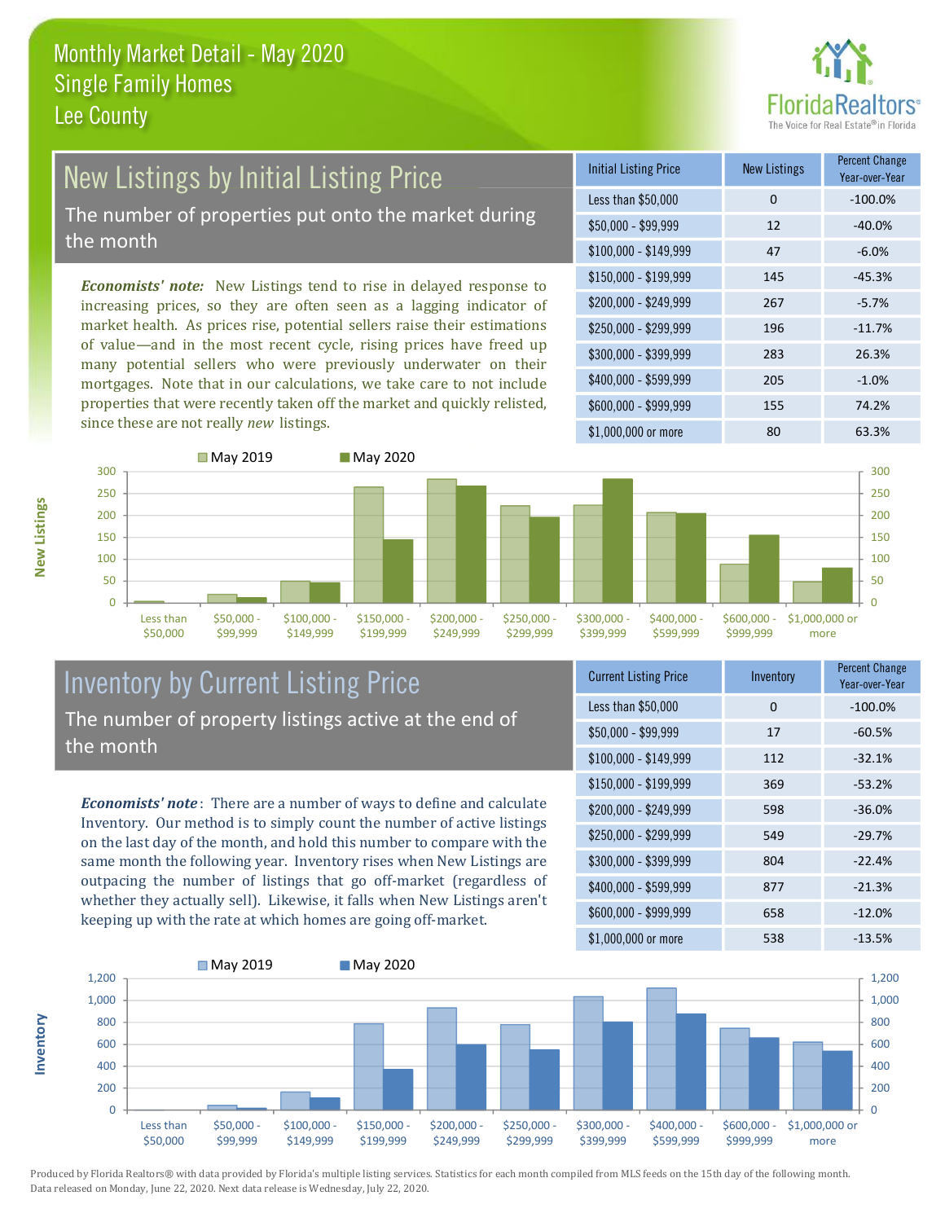# Monthly Market Detail - May 2020
## Single Family Homes
## Lee County

## New Listings by Initial Listing Price

The number of properties put onto the market during the month

***Economists' note:*** New Listings tend to rise in delayed response to increasing prices, so they are often seen as a lagging indicator of market health. As prices rise, potential sellers raise their estimations of value—and in the most recent cycle, rising prices have freed up many potential sellers who were previously underwater on their mortgages. Note that in our calculations, we take care to not include properties that were recently taken off the market and quickly relisted, since these are not really *new* listings.

| Initial Listing Price | New Listings | Percent Change Year-over-Year |
|---|---|---|
| Less than $50,000 | 0 | -100.0% |
| $50,000 - $99,999 | 12 | -40.0% |
| $100,000 - $149,999 | 47 | -6.0% |
| $150,000 - $199,999 | 145 | -45.3% |
| $200,000 - $249,999 | 267 | -5.7% |
| $250,000 - $299,999 | 196 | -11.7% |
| $300,000 - $399,999 | 283 | 26.3% |
| $400,000 - $599,999 | 205 | -1.0% |
| $600,000 - $999,999 | 155 | 74.2% |
| $1,000,000 or more | 80 | 63.3% |

## Inventory by Current Listing Price

The number of property listings active at the end of the month

***Economists' note***: There are a number of ways to define and calculate Inventory. Our method is to simply count the number of active listings on the last day of the month, and hold this number to compare with the same month the following year. Inventory rises when New Listings are outpacing the number of listings that go off-market (regardless of whether they actually sell). Likewise, it falls when New Listings aren't keeping up with the rate at which homes are going off-market.

| Current Listing Price | Inventory | Percent Change Year-over-Year |
|---|---|---|
| Less than $50,000 | 0 | -100.0% |
| $50,000 - $99,999 | 17 | -60.5% |
| $100,000 - $149,999 | 112 | -32.1% |
| $150,000 - $199,999 | 369 | -53.2% |
| $200,000 - $249,999 | 598 | -36.0% |
| $250,000 - $299,999 | 549 | -29.7% |
| $300,000 - $399,999 | 804 | -22.4% |
| $400,000 - $599,999 | 877 | -21.3% |
| $600,000 - $999,999 | 658 | -12.0% |
| $1,000,000 or more | 538 | -13.5% |

Produced by Florida Realtors® with data provided by Florida's multiple listing services. Statistics for each month compiled from MLS feeds on the 15th day of the following month. Data released on Monday, June 22, 2020. Next data release is Wednesday, July 22, 2020.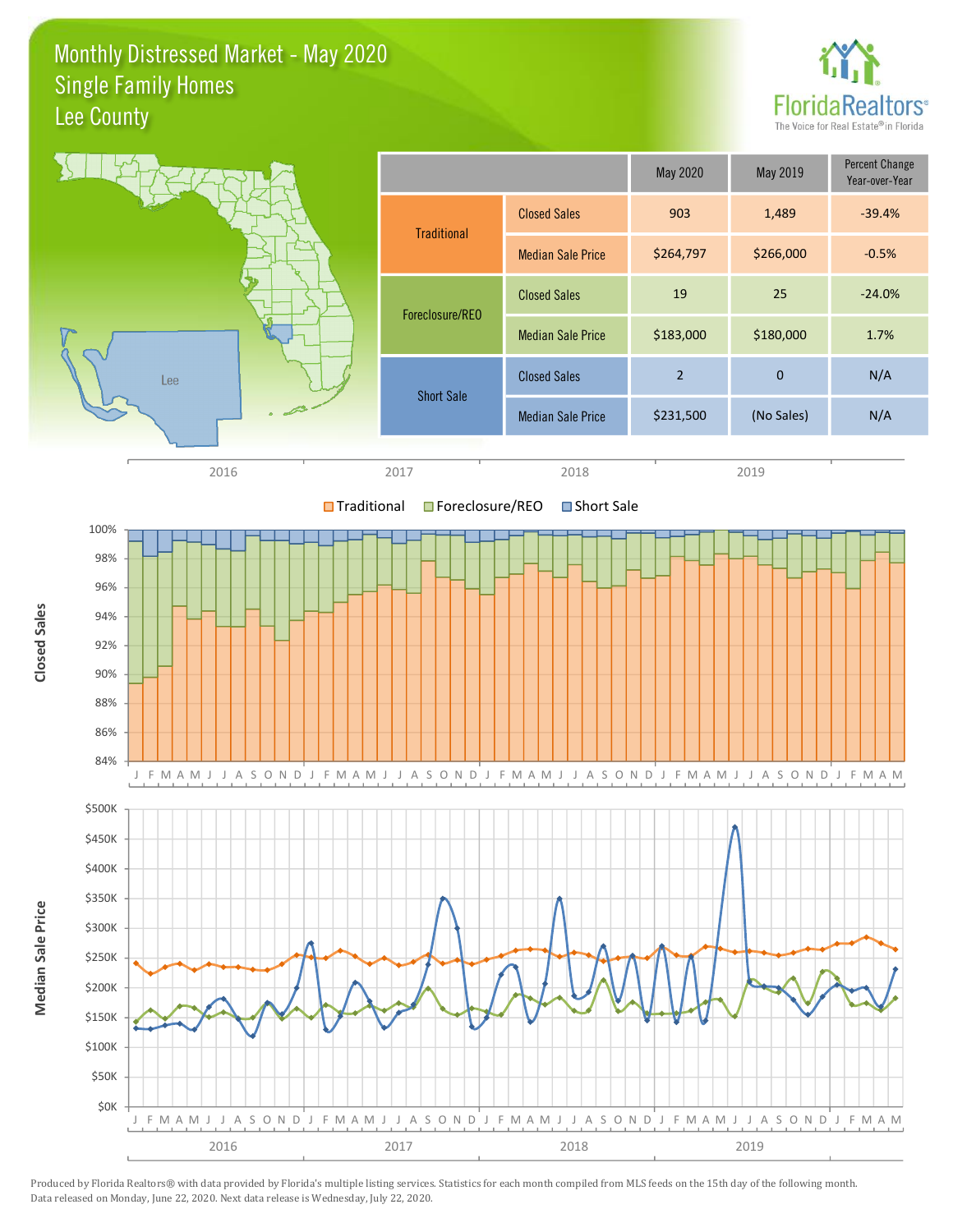# Monthly Distressed Market - May 2020
## Single Family Homes
## Lee County

FloridaRealtors® The Voice for Real Estate® in Florida

| | | May 2020 | May 2019 | Percent Change Year-over-Year |
|---|---|---|---|---|
| Traditional | Closed Sales | 903 | 1,489 | -39.4% |
| | Median Sale Price | $264,797 | $266,000 | -0.5% |
| Foreclosure/REO | Closed Sales | 19 | 25 | -24.0% |
| | Median Sale Price | $183,000 | $180,000 | 1.7% |
| Short Sale | Closed Sales | 2 | 0 | N/A |
| | Median Sale Price | $231,500 | (No Sales) | N/A |

Produced by Florida Realtors® with data provided by Florida's multiple listing services. Statistics for each month compiled from MLS feeds on the 15th day of the following month. Data released on Monday, June 22, 2020. Next data release is Wednesday, July 22, 2020.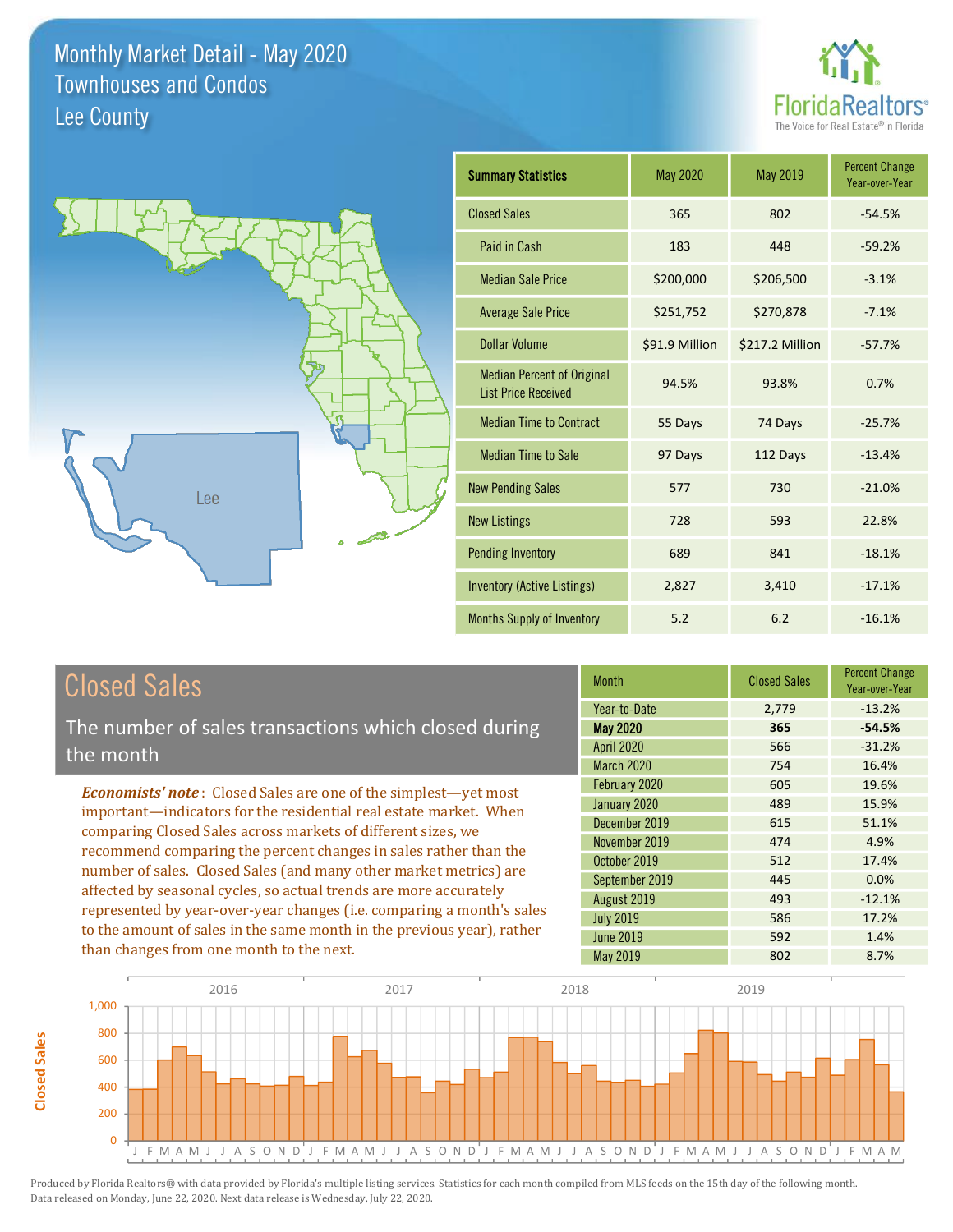# Monthly Market Detail - May 2020
## Townhouses and Condos
## Lee County

FloridaRealtors® The Voice for Real Estate® in Florida

| Summary Statistics | May 2020 | May 2019 | Percent Change Year-over-Year |
|---|---|---|---|
| Closed Sales | 365 | 802 | -54.5% |
| Paid in Cash | 183 | 448 | -59.2% |
| Median Sale Price | $200,000 | $206,500 | -3.1% |
| Average Sale Price | $251,752 | $270,878 | -7.1% |
| Dollar Volume | $91.9 Million | $217.2 Million | -57.7% |
| Median Percent of Original List Price Received | 94.5% | 93.8% | 0.7% |
| Median Time to Contract | 55 Days | 74 Days | -25.7% |
| Median Time to Sale | 97 Days | 112 Days | -13.4% |
| New Pending Sales | 577 | 730 | -21.0% |
| New Listings | 728 | 593 | 22.8% |
| Pending Inventory | 689 | 841 | -18.1% |
| Inventory (Active Listings) | 2,827 | 3,410 | -17.1% |
| Months Supply of Inventory | 5.2 | 6.2 | -16.1% |

## Closed Sales

The number of sales transactions which closed during the month

***Economists' note***: Closed Sales are one of the simplest—yet most important—indicators for the residential real estate market. When comparing Closed Sales across markets of different sizes, we recommend comparing the percent changes in sales rather than the number of sales. Closed Sales (and many other market metrics) are affected by seasonal cycles, so actual trends are more accurately represented by year-over-year changes (i.e. comparing a month's sales to the amount of sales in the same month in the previous year), rather than changes from one month to the next.

| Month | Closed Sales | Percent Change Year-over-Year |
|---|---|---|
| Year-to-Date | 2,779 | -13.2% |
| **May 2020** | **365** | **-54.5%** |
| April 2020 | 566 | -31.2% |
| March 2020 | 754 | 16.4% |
| February 2020 | 605 | 19.6% |
| January 2020 | 489 | 15.9% |
| December 2019 | 615 | 51.1% |
| November 2019 | 474 | 4.9% |
| October 2019 | 512 | 17.4% |
| September 2019 | 445 | 0.0% |
| August 2019 | 493 | -12.1% |
| July 2019 | 586 | 17.2% |
| June 2019 | 592 | 1.4% |
| May 2019 | 802 | 8.7% |

Produced by Florida Realtors® with data provided by Florida's multiple listing services. Statistics for each month compiled from MLS feeds on the 15th day of the following month. Data released on Monday, June 22, 2020. Next data release is Wednesday, July 22, 2020.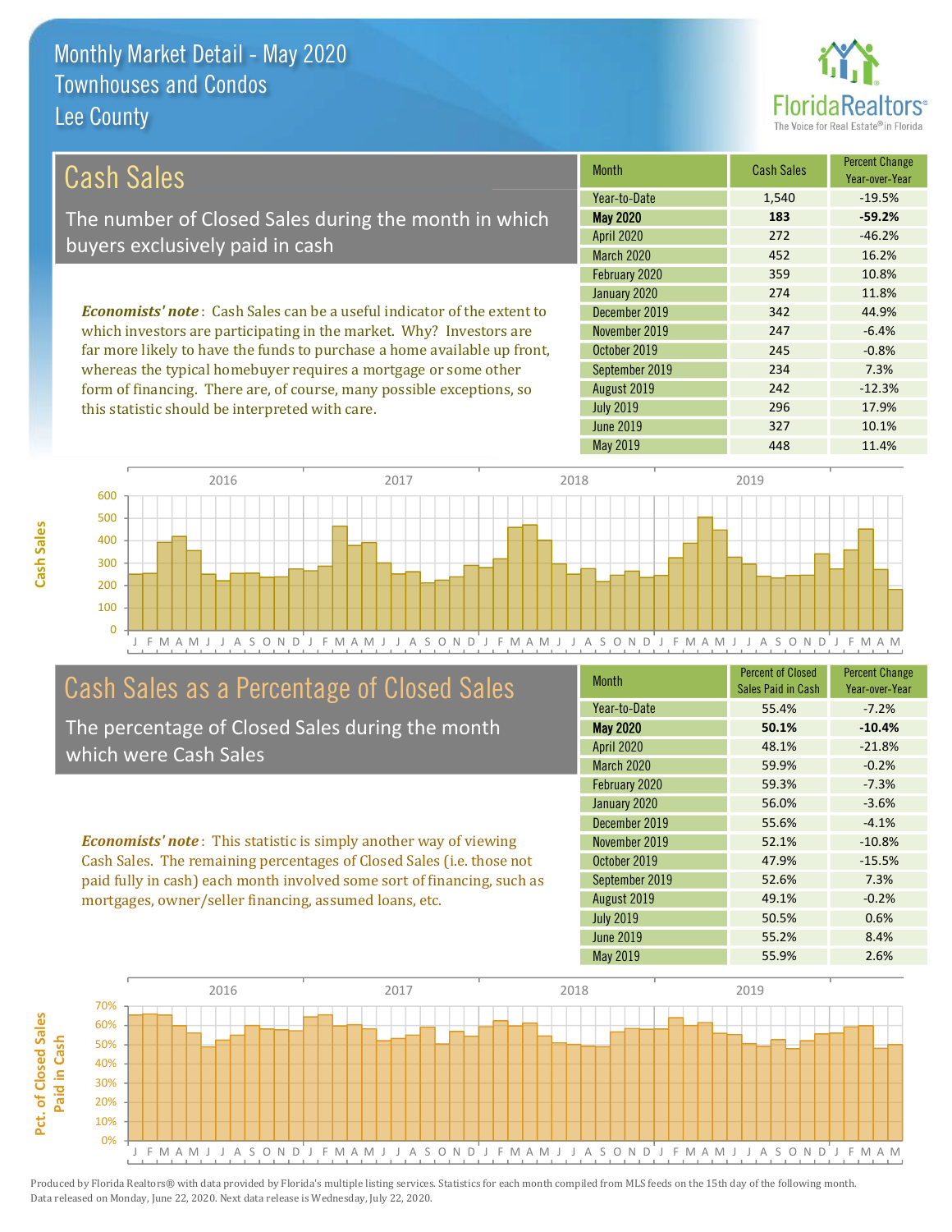# Monthly Market Detail - May 2020
## Townhouses and Condos
## Lee County

FloridaRealtors® The Voice for Real Estate® in Florida

## Cash Sales

The number of Closed Sales during the month in which buyers exclusively paid in cash

***Economists' note***: Cash Sales can be a useful indicator of the extent to which investors are participating in the market. Why? Investors are far more likely to have the funds to purchase a home available up front, whereas the typical homebuyer requires a mortgage or some other form of financing. There are, of course, many possible exceptions, so this statistic should be interpreted with care.

| Month | Cash Sales | Percent Change Year-over-Year |
|---|---|---|
| Year-to-Date | 1,540 | -19.5% |
| **May 2020** | **183** | **-59.2%** |
| April 2020 | 272 | -46.2% |
| March 2020 | 452 | 16.2% |
| February 2020 | 359 | 10.8% |
| January 2020 | 274 | 11.8% |
| December 2019 | 342 | 44.9% |
| November 2019 | 247 | -6.4% |
| October 2019 | 245 | -0.8% |
| September 2019 | 234 | 7.3% |
| August 2019 | 242 | -12.3% |
| July 2019 | 296 | 17.9% |
| June 2019 | 327 | 10.1% |
| May 2019 | 448 | 11.4% |

## Cash Sales as a Percentage of Closed Sales

The percentage of Closed Sales during the month which were Cash Sales

***Economists' note***: This statistic is simply another way of viewing Cash Sales. The remaining percentages of Closed Sales (i.e. those not paid fully in cash) each month involved some sort of financing, such as mortgages, owner/seller financing, assumed loans, etc.

| Month | Percent of Closed Sales Paid in Cash | Percent Change Year-over-Year |
|---|---|---|
| Year-to-Date | 55.4% | -7.2% |
| **May 2020** | **50.1%** | **-10.4%** |
| April 2020 | 48.1% | -21.8% |
| March 2020 | 59.9% | -0.2% |
| February 2020 | 59.3% | -7.3% |
| January 2020 | 56.0% | -3.6% |
| December 2019 | 55.6% | -4.1% |
| November 2019 | 52.1% | -10.8% |
| October 2019 | 47.9% | -15.5% |
| September 2019 | 52.6% | 7.3% |
| August 2019 | 49.1% | -0.2% |
| July 2019 | 50.5% | 0.6% |
| June 2019 | 55.2% | 8.4% |
| May 2019 | 55.9% | 2.6% |

Produced by Florida Realtors® with data provided by Florida's multiple listing services. Statistics for each month compiled from MLS feeds on the 15th day of the following month. Data released on Monday, June 22, 2020. Next data release is Wednesday, July 22, 2020.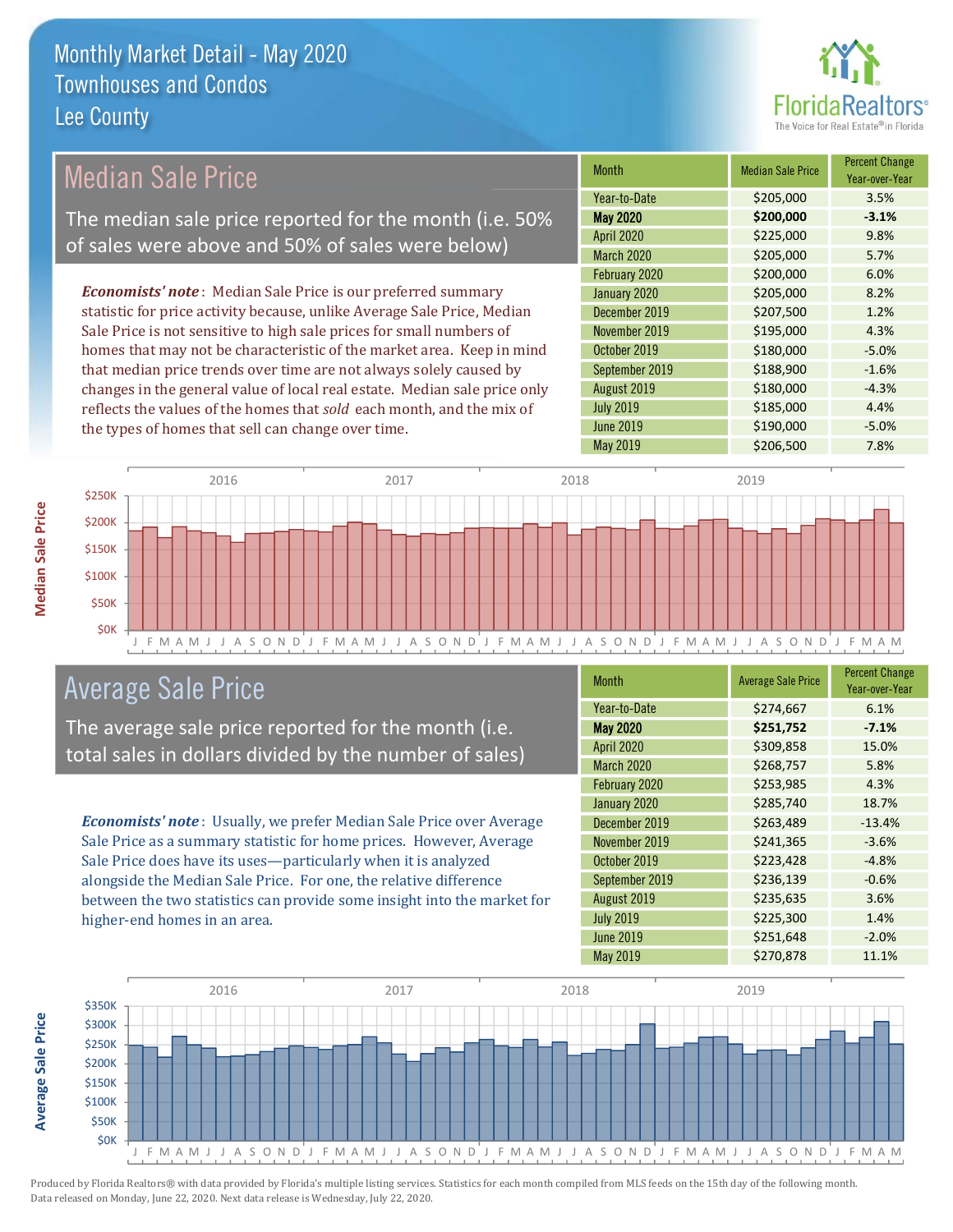# Monthly Market Detail - May 2020
## Townhouses and Condos
## Lee County

## Median Sale Price

The median sale price reported for the month (i.e. 50% of sales were above and 50% of sales were below)

***Economists' note***: Median Sale Price is our preferred summary statistic for price activity because, unlike Average Sale Price, Median Sale Price is not sensitive to high sale prices for small numbers of homes that may not be characteristic of the market area. Keep in mind that median price trends over time are not always solely caused by changes in the general value of local real estate. Median sale price only reflects the values of the homes that *sold* each month, and the mix of the types of homes that sell can change over time.

| Month | Median Sale Price | Percent Change Year-over-Year |
|---|---|---|
| Year-to-Date | $205,000 | 3.5% |
| **May 2020** | **$200,000** | **-3.1%** |
| April 2020 | $225,000 | 9.8% |
| March 2020 | $205,000 | 5.7% |
| February 2020 | $200,000 | 6.0% |
| January 2020 | $205,000 | 8.2% |
| December 2019 | $207,500 | 1.2% |
| November 2019 | $195,000 | 4.3% |
| October 2019 | $180,000 | -5.0% |
| September 2019 | $188,900 | -1.6% |
| August 2019 | $180,000 | -4.3% |
| July 2019 | $185,000 | 4.4% |
| June 2019 | $190,000 | -5.0% |
| May 2019 | $206,500 | 7.8% |

## Average Sale Price

The average sale price reported for the month (i.e. total sales in dollars divided by the number of sales)

***Economists' note***: Usually, we prefer Median Sale Price over Average Sale Price as a summary statistic for home prices. However, Average Sale Price does have its uses—particularly when it is analyzed alongside the Median Sale Price. For one, the relative difference between the two statistics can provide some insight into the market for higher-end homes in an area.

| Month | Average Sale Price | Percent Change Year-over-Year |
|---|---|---|
| Year-to-Date | $274,667 | 6.1% |
| **May 2020** | **$251,752** | **-7.1%** |
| April 2020 | $309,858 | 15.0% |
| March 2020 | $268,757 | 5.8% |
| February 2020 | $253,985 | 4.3% |
| January 2020 | $285,740 | 18.7% |
| December 2019 | $263,489 | -13.4% |
| November 2019 | $241,365 | -3.6% |
| October 2019 | $223,428 | -4.8% |
| September 2019 | $236,139 | -0.6% |
| August 2019 | $235,635 | 3.6% |
| July 2019 | $225,300 | 1.4% |
| June 2019 | $251,648 | -2.0% |
| May 2019 | $270,878 | 11.1% |

Produced by Florida Realtors® with data provided by Florida's multiple listing services. Statistics for each month compiled from MLS feeds on the 15th day of the following month. Data released on Monday, June 22, 2020. Next data release is Wednesday, July 22, 2020.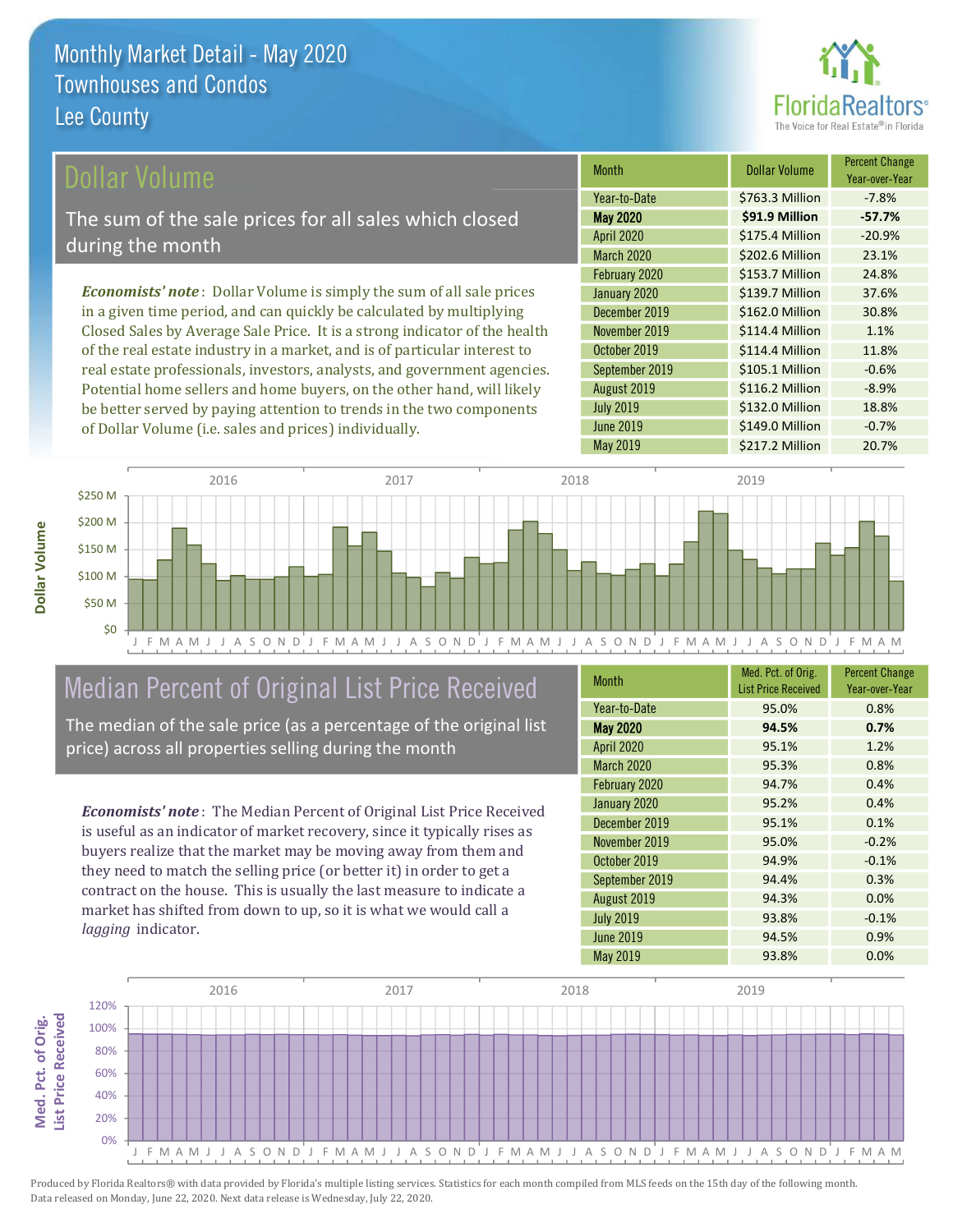# Monthly Market Detail - May 2020
## Townhouses and Condos
## Lee County

## Dollar Volume

The sum of the sale prices for all sales which closed during the month

***Economists' note***: Dollar Volume is simply the sum of all sale prices in a given time period, and can quickly be calculated by multiplying Closed Sales by Average Sale Price. It is a strong indicator of the health of the real estate industry in a market, and is of particular interest to real estate professionals, investors, analysts, and government agencies. Potential home sellers and home buyers, on the other hand, will likely be better served by paying attention to trends in the two components of Dollar Volume (i.e. sales and prices) individually.

| Month | Dollar Volume | Percent Change Year-over-Year |
|---|---|---|
| Year-to-Date | $763.3 Million | -7.8% |
| **May 2020** | **$91.9 Million** | **-57.7%** |
| April 2020 | $175.4 Million | -20.9% |
| March 2020 | $202.6 Million | 23.1% |
| February 2020 | $153.7 Million | 24.8% |
| January 2020 | $139.7 Million | 37.6% |
| December 2019 | $162.0 Million | 30.8% |
| November 2019 | $114.4 Million | 1.1% |
| October 2019 | $114.4 Million | 11.8% |
| September 2019 | $105.1 Million | -0.6% |
| August 2019 | $116.2 Million | -8.9% |
| July 2019 | $132.0 Million | 18.8% |
| June 2019 | $149.0 Million | -0.7% |
| May 2019 | $217.2 Million | 20.7% |

## Median Percent of Original List Price Received

The median of the sale price (as a percentage of the original list price) across all properties selling during the month

***Economists' note***: The Median Percent of Original List Price Received is useful as an indicator of market recovery, since it typically rises as buyers realize that the market may be moving away from them and they need to match the selling price (or better it) in order to get a contract on the house. This is usually the last measure to indicate a market has shifted from down to up, so it is what we would call a *lagging* indicator.

| Month | Med. Pct. of Orig. List Price Received | Percent Change Year-over-Year |
|---|---|---|
| Year-to-Date | 95.0% | 0.8% |
| **May 2020** | **94.5%** | **0.7%** |
| April 2020 | 95.1% | 1.2% |
| March 2020 | 95.3% | 0.8% |
| February 2020 | 94.7% | 0.4% |
| January 2020 | 95.2% | 0.4% |
| December 2019 | 95.1% | 0.1% |
| November 2019 | 95.0% | -0.2% |
| October 2019 | 94.9% | -0.1% |
| September 2019 | 94.4% | 0.3% |
| August 2019 | 94.3% | 0.0% |
| July 2019 | 93.8% | -0.1% |
| June 2019 | 94.5% | 0.9% |
| May 2019 | 93.8% | 0.0% |

Produced by Florida Realtors® with data provided by Florida's multiple listing services. Statistics for each month compiled from MLS feeds on the 15th day of the following month. Data released on Monday, June 22, 2020. Next data release is Wednesday, July 22, 2020.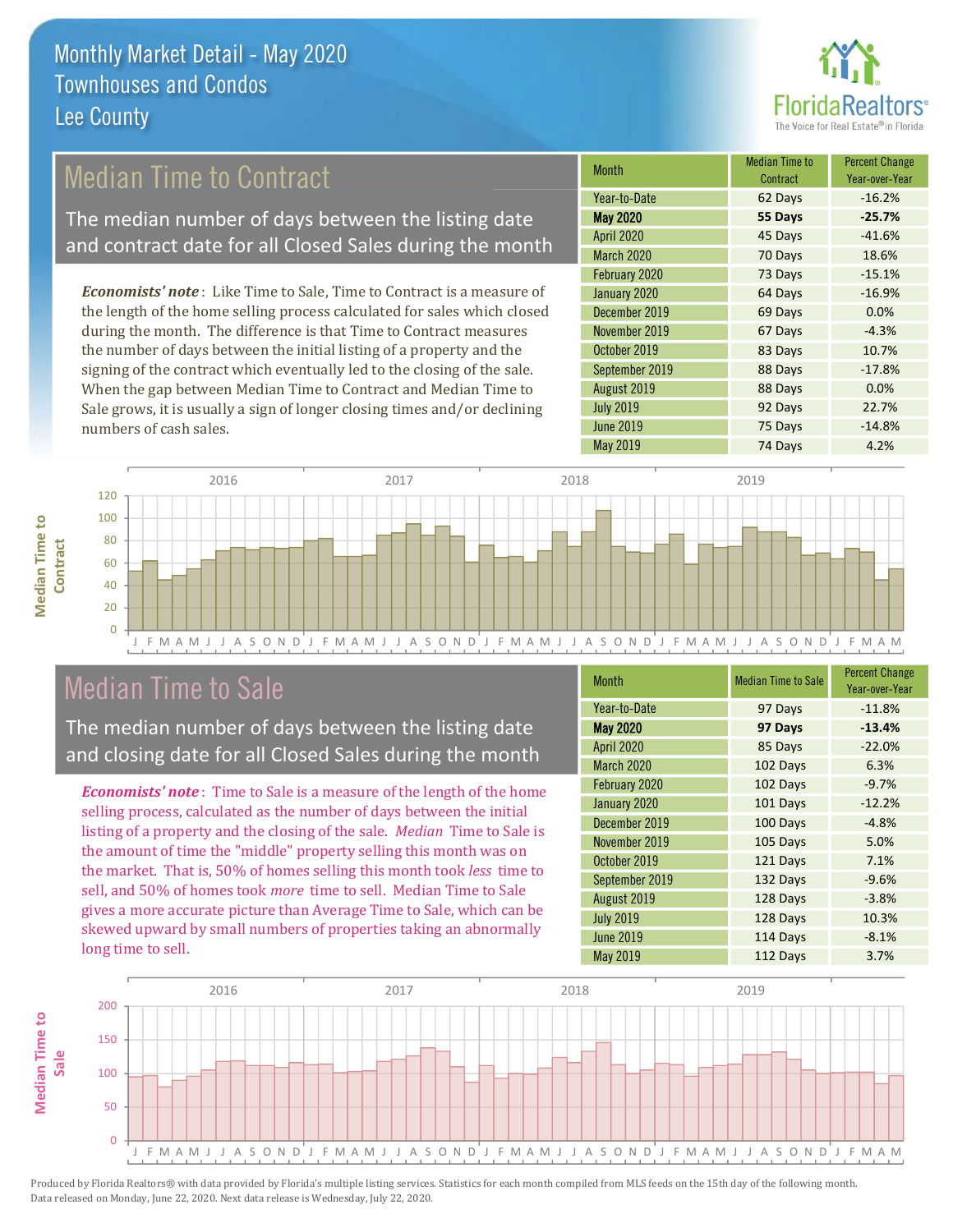# Monthly Market Detail - May 2020
## Townhouses and Condos
## Lee County

## Median Time to Contract

The median number of days between the listing date and contract date for all Closed Sales during the month

***Economists' note***: Like Time to Sale, Time to Contract is a measure of the length of the home selling process calculated for sales which closed during the month. The difference is that Time to Contract measures the number of days between the initial listing of a property and the signing of the contract which eventually led to the closing of the sale. When the gap between Median Time to Contract and Median Time to Sale grows, it is usually a sign of longer closing times and/or declining numbers of cash sales.

| Month | Median Time to Contract | Percent Change Year-over-Year |
|---|---|---|
| Year-to-Date | 62 Days | -16.2% |
| **May 2020** | **55 Days** | **-25.7%** |
| April 2020 | 45 Days | -41.6% |
| March 2020 | 70 Days | 18.6% |
| February 2020 | 73 Days | -15.1% |
| January 2020 | 64 Days | -16.9% |
| December 2019 | 69 Days | 0.0% |
| November 2019 | 67 Days | -4.3% |
| October 2019 | 83 Days | 10.7% |
| September 2019 | 88 Days | -17.8% |
| August 2019 | 88 Days | 0.0% |
| July 2019 | 92 Days | 22.7% |
| June 2019 | 75 Days | -14.8% |
| May 2019 | 74 Days | 4.2% |

## Median Time to Sale

The median number of days between the listing date and closing date for all Closed Sales during the month

***Economists' note***: Time to Sale is a measure of the length of the home selling process, calculated as the number of days between the initial listing of a property and the closing of the sale. *Median* Time to Sale is the amount of time the "middle" property selling this month was on the market. That is, 50% of homes selling this month took *less* time to sell, and 50% of homes took *more* time to sell. Median Time to Sale gives a more accurate picture than Average Time to Sale, which can be skewed upward by small numbers of properties taking an abnormally long time to sell.

| Month | Median Time to Sale | Percent Change Year-over-Year |
|---|---|---|
| Year-to-Date | 97 Days | -11.8% |
| **May 2020** | **97 Days** | **-13.4%** |
| April 2020 | 85 Days | -22.0% |
| March 2020 | 102 Days | 6.3% |
| February 2020 | 102 Days | -9.7% |
| January 2020 | 101 Days | -12.2% |
| December 2019 | 100 Days | -4.8% |
| November 2019 | 105 Days | 5.0% |
| October 2019 | 121 Days | 7.1% |
| September 2019 | 132 Days | -9.6% |
| August 2019 | 128 Days | -3.8% |
| July 2019 | 128 Days | 10.3% |
| June 2019 | 114 Days | -8.1% |
| May 2019 | 112 Days | 3.7% |

Produced by Florida Realtors® with data provided by Florida's multiple listing services. Statistics for each month compiled from MLS feeds on the 15th day of the following month. Data released on Monday, June 22, 2020. Next data release is Wednesday, July 22, 2020.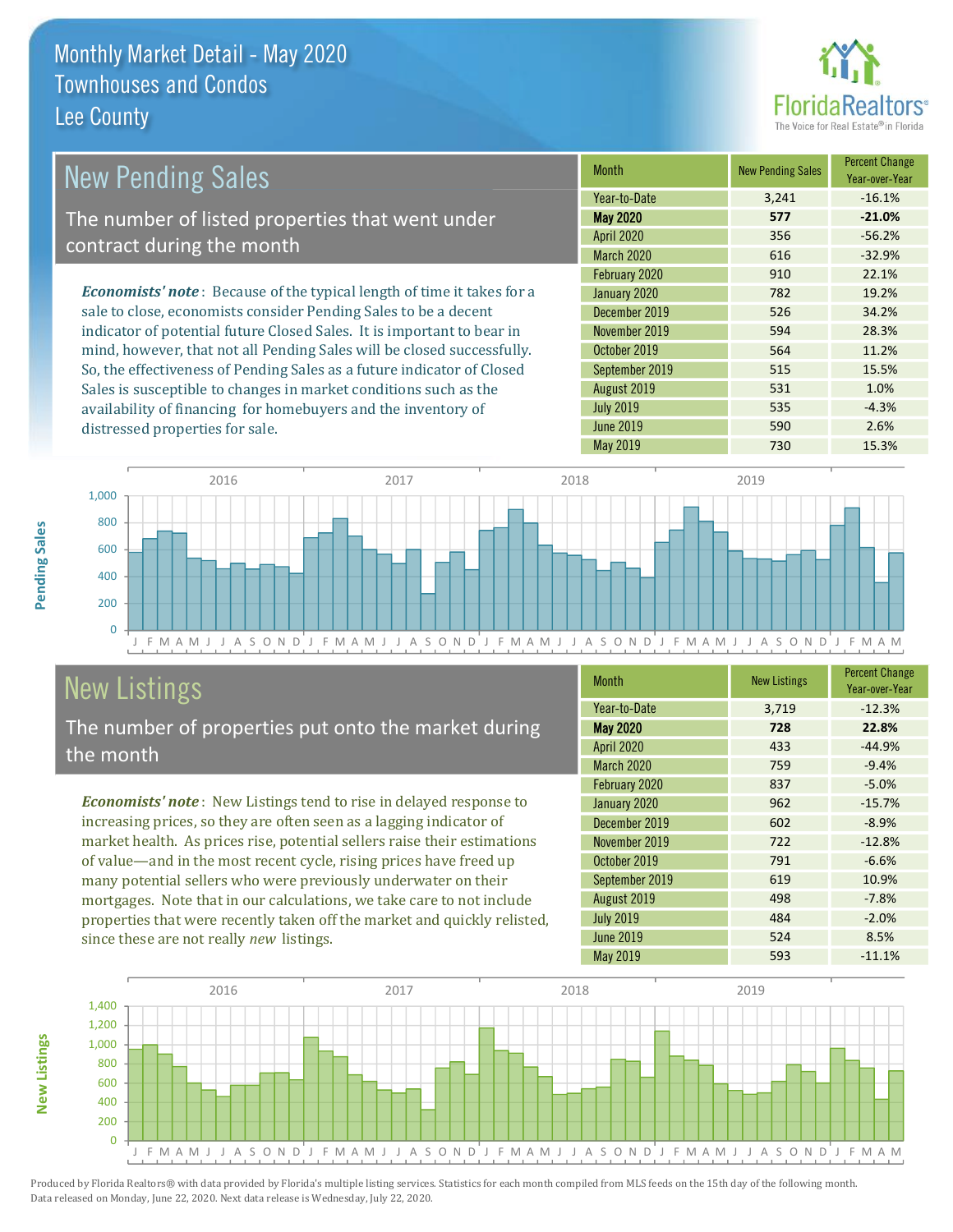# Monthly Market Detail - May 2020
## Townhouses and Condos
## Lee County

## New Pending Sales

The number of listed properties that went under contract during the month

*Economists' note*: Because of the typical length of time it takes for a sale to close, economists consider Pending Sales to be a decent indicator of potential future Closed Sales. It is important to bear in mind, however, that not all Pending Sales will be closed successfully. So, the effectiveness of Pending Sales as a future indicator of Closed Sales is susceptible to changes in market conditions such as the availability of financing for homebuyers and the inventory of distressed properties for sale.

| Month | New Pending Sales | Percent Change Year-over-Year |
|---|---|---|
| Year-to-Date | 3,241 | -16.1% |
| **May 2020** | **577** | **-21.0%** |
| April 2020 | 356 | -56.2% |
| March 2020 | 616 | -32.9% |
| February 2020 | 910 | 22.1% |
| January 2020 | 782 | 19.2% |
| December 2019 | 526 | 34.2% |
| November 2019 | 594 | 28.3% |
| October 2019 | 564 | 11.2% |
| September 2019 | 515 | 15.5% |
| August 2019 | 531 | 1.0% |
| July 2019 | 535 | -4.3% |
| June 2019 | 590 | 2.6% |
| May 2019 | 730 | 15.3% |

## New Listings

The number of properties put onto the market during the month

*Economists' note*: New Listings tend to rise in delayed response to increasing prices, so they are often seen as a lagging indicator of market health. As prices rise, potential sellers raise their estimations of value—and in the most recent cycle, rising prices have freed up many potential sellers who were previously underwater on their mortgages. Note that in our calculations, we take care to not include properties that were recently taken off the market and quickly relisted, since these are not really *new* listings.

| Month | New Listings | Percent Change Year-over-Year |
|---|---|---|
| Year-to-Date | 3,719 | -12.3% |
| **May 2020** | **728** | **22.8%** |
| April 2020 | 433 | -44.9% |
| March 2020 | 759 | -9.4% |
| February 2020 | 837 | -5.0% |
| January 2020 | 962 | -15.7% |
| December 2019 | 602 | -8.9% |
| November 2019 | 722 | -12.8% |
| October 2019 | 791 | -6.6% |
| September 2019 | 619 | 10.9% |
| August 2019 | 498 | -7.8% |
| July 2019 | 484 | -2.0% |
| June 2019 | 524 | 8.5% |
| May 2019 | 593 | -11.1% |

Produced by Florida Realtors® with data provided by Florida's multiple listing services. Statistics for each month compiled from MLS feeds on the 15th day of the following month. Data released on Monday, June 22, 2020. Next data release is Wednesday, July 22, 2020.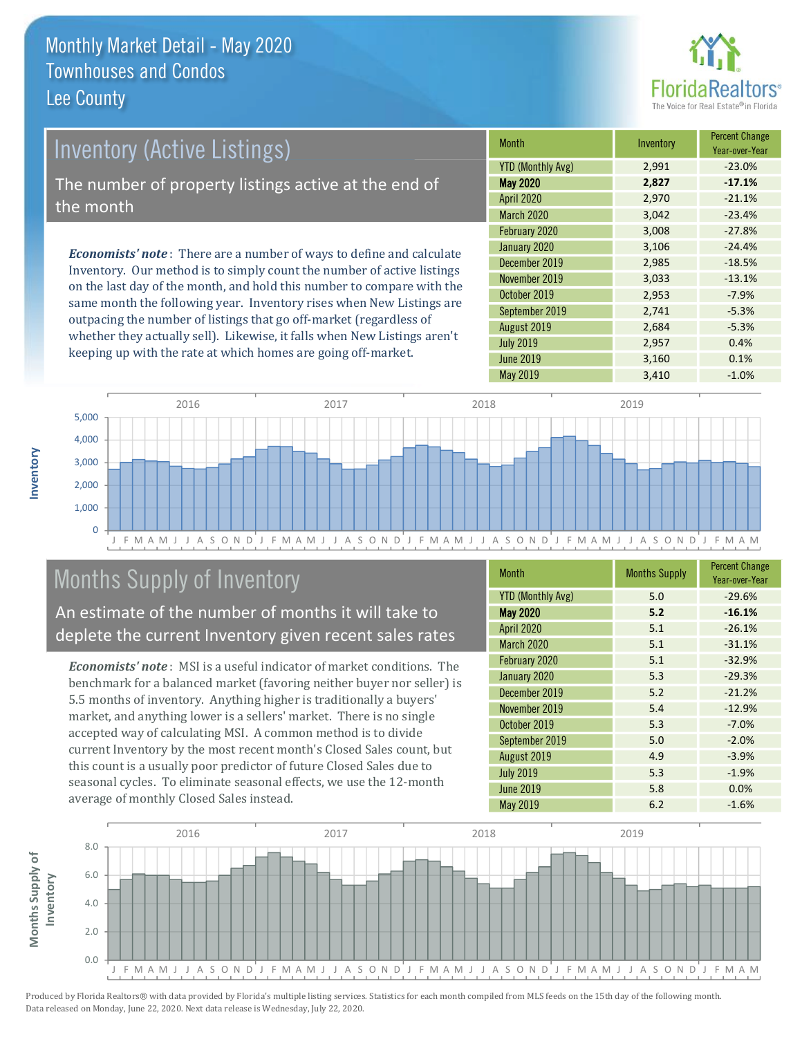# Monthly Market Detail - May 2020
## Townhouses and Condos
## Lee County

## Inventory (Active Listings)

The number of property listings active at the end of the month

*Economists' note*: There are a number of ways to define and calculate Inventory. Our method is to simply count the number of active listings on the last day of the month, and hold this number to compare with the same month the following year. Inventory rises when New Listings are outpacing the number of listings that go off-market (regardless of whether they actually sell). Likewise, it falls when New Listings aren't keeping up with the rate at which homes are going off-market.

| Month | Inventory | Percent Change Year-over-Year |
|---|---|---|
| YTD (Monthly Avg) | 2,991 | -23.0% |
| **May 2020** | **2,827** | **-17.1%** |
| April 2020 | 2,970 | -21.1% |
| March 2020 | 3,042 | -23.4% |
| February 2020 | 3,008 | -27.8% |
| January 2020 | 3,106 | -24.4% |
| December 2019 | 2,985 | -18.5% |
| November 2019 | 3,033 | -13.1% |
| October 2019 | 2,953 | -7.9% |
| September 2019 | 2,741 | -5.3% |
| August 2019 | 2,684 | -5.3% |
| July 2019 | 2,957 | 0.4% |
| June 2019 | 3,160 | 0.1% |
| May 2019 | 3,410 | -1.0% |

## Months Supply of Inventory

An estimate of the number of months it will take to deplete the current Inventory given recent sales rates

*Economists' note*: MSI is a useful indicator of market conditions. The benchmark for a balanced market (favoring neither buyer nor seller) is 5.5 months of inventory. Anything higher is traditionally a buyers' market, and anything lower is a sellers' market. There is no single accepted way of calculating MSI. A common method is to divide current Inventory by the most recent month's Closed Sales count, but this count is a usually poor predictor of future Closed Sales due to seasonal cycles. To eliminate seasonal effects, we use the 12-month average of monthly Closed Sales instead.

| Month | Months Supply | Percent Change Year-over-Year |
|---|---|---|
| YTD (Monthly Avg) | 5.0 | -29.6% |
| **May 2020** | **5.2** | **-16.1%** |
| April 2020 | 5.1 | -26.1% |
| March 2020 | 5.1 | -31.1% |
| February 2020 | 5.1 | -32.9% |
| January 2020 | 5.3 | -29.3% |
| December 2019 | 5.2 | -21.2% |
| November 2019 | 5.4 | -12.9% |
| October 2019 | 5.3 | -7.0% |
| September 2019 | 5.0 | -2.0% |
| August 2019 | 4.9 | -3.9% |
| July 2019 | 5.3 | -1.9% |
| June 2019 | 5.8 | 0.0% |
| May 2019 | 6.2 | -1.6% |

Produced by Florida Realtors® with data provided by Florida's multiple listing services. Statistics for each month compiled from MLS feeds on the 15th day of the following month. Data released on Monday, June 22, 2020. Next data release is Wednesday, July 22, 2020.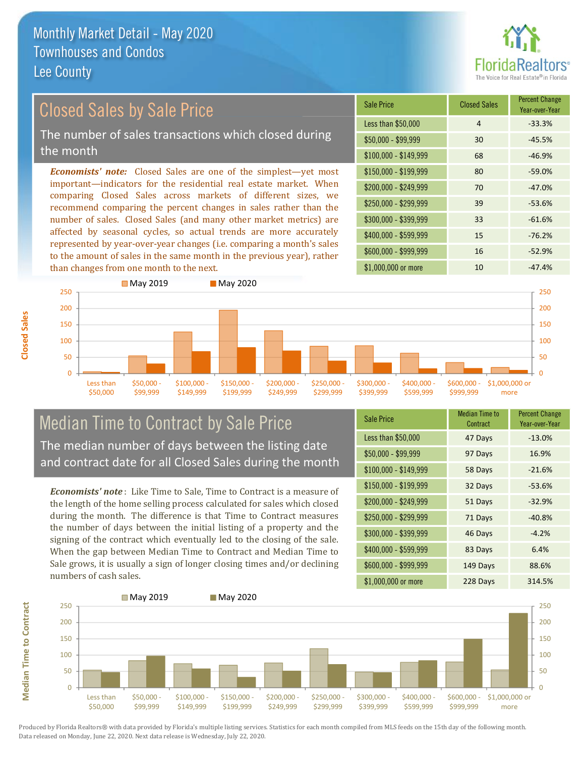# Monthly Market Detail - May 2020
## Townhouses and Condos
## Lee County

## Closed Sales by Sale Price

The number of sales transactions which closed during the month

*Economists' note:* Closed Sales are one of the simplest—yet most important—indicators for the residential real estate market. When comparing Closed Sales across markets of different sizes, we recommend comparing the percent changes in sales rather than the number of sales. Closed Sales (and many other market metrics) are affected by seasonal cycles, so actual trends are more accurately represented by year-over-year changes (i.e. comparing a month's sales to the amount of sales in the same month in the previous year), rather than changes from one month to the next.

| Sale Price | Closed Sales | Percent Change Year-over-Year |
|---|---|---|
| Less than $50,000 | 4 | -33.3% |
| $50,000 - $99,999 | 30 | -45.5% |
| $100,000 - $149,999 | 68 | -46.9% |
| $150,000 - $199,999 | 80 | -59.0% |
| $200,000 - $249,999 | 70 | -47.0% |
| $250,000 - $299,999 | 39 | -53.6% |
| $300,000 - $399,999 | 33 | -61.6% |
| $400,000 - $599,999 | 15 | -76.2% |
| $600,000 - $999,999 | 16 | -52.9% |
| $1,000,000 or more | 10 | -47.4% |

## Median Time to Contract by Sale Price

The median number of days between the listing date and contract date for all Closed Sales during the month

*Economists' note*: Like Time to Sale, Time to Contract is a measure of the length of the home selling process calculated for sales which closed during the month. The difference is that Time to Contract measures the number of days between the initial listing of a property and the signing of the contract which eventually led to the closing of the sale. When the gap between Median Time to Contract and Median Time to Sale grows, it is usually a sign of longer closing times and/or declining numbers of cash sales.

| Sale Price | Median Time to Contract | Percent Change Year-over-Year |
|---|---|---|
| Less than $50,000 | 47 Days | -13.0% |
| $50,000 - $99,999 | 97 Days | 16.9% |
| $100,000 - $149,999 | 58 Days | -21.6% |
| $150,000 - $199,999 | 32 Days | -53.6% |
| $200,000 - $249,999 | 51 Days | -32.9% |
| $250,000 - $299,999 | 71 Days | -40.8% |
| $300,000 - $399,999 | 46 Days | -4.2% |
| $400,000 - $599,999 | 83 Days | 6.4% |
| $600,000 - $999,999 | 149 Days | 88.6% |
| $1,000,000 or more | 228 Days | 314.5% |

Produced by Florida Realtors® with data provided by Florida's multiple listing services. Statistics for each month compiled from MLS feeds on the 15th day of the following month. Data released on Monday, June 22, 2020. Next data release is Wednesday, July 22, 2020.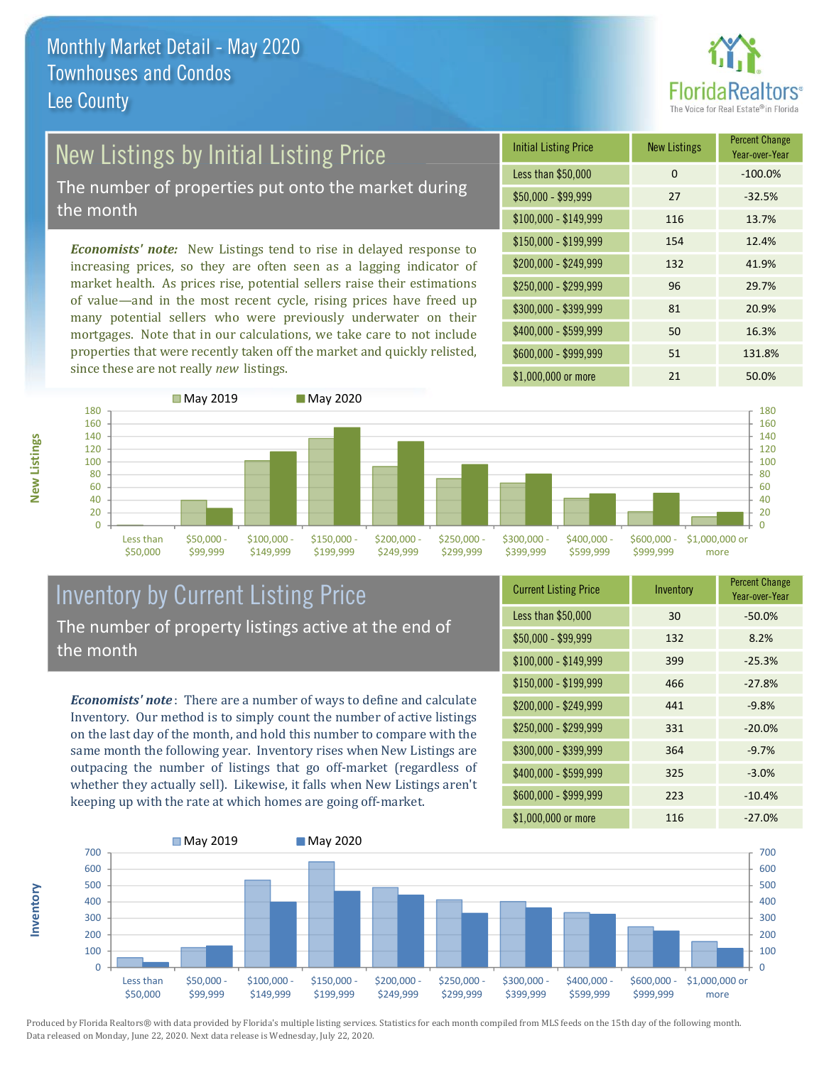# Monthly Market Detail - May 2020
## Townhouses and Condos
## Lee County

## New Listings by Initial Listing Price

The number of properties put onto the market during the month

*Economists' note:* New Listings tend to rise in delayed response to increasing prices, so they are often seen as a lagging indicator of market health. As prices rise, potential sellers raise their estimations of value—and in the most recent cycle, rising prices have freed up many potential sellers who were previously underwater on their mortgages. Note that in our calculations, we take care to not include properties that were recently taken off the market and quickly relisted, since these are not really *new* listings.

| Initial Listing Price | New Listings | Percent Change Year-over-Year |
|---|---|---|
| Less than $50,000 | 0 | -100.0% |
| $50,000 - $99,999 | 27 | -32.5% |
| $100,000 - $149,999 | 116 | 13.7% |
| $150,000 - $199,999 | 154 | 12.4% |
| $200,000 - $249,999 | 132 | 41.9% |
| $250,000 - $299,999 | 96 | 29.7% |
| $300,000 - $399,999 | 81 | 20.9% |
| $400,000 - $599,999 | 50 | 16.3% |
| $600,000 - $999,999 | 51 | 131.8% |
| $1,000,000 or more | 21 | 50.0% |

## Inventory by Current Listing Price

The number of property listings active at the end of the month

*Economists' note*: There are a number of ways to define and calculate Inventory. Our method is to simply count the number of active listings on the last day of the month, and hold this number to compare with the same month the following year. Inventory rises when New Listings are outpacing the number of listings that go off-market (regardless of whether they actually sell). Likewise, it falls when New Listings aren't keeping up with the rate at which homes are going off-market.

| Current Listing Price | Inventory | Percent Change Year-over-Year |
|---|---|---|
| Less than $50,000 | 30 | -50.0% |
| $50,000 - $99,999 | 132 | 8.2% |
| $100,000 - $149,999 | 399 | -25.3% |
| $150,000 - $199,999 | 466 | -27.8% |
| $200,000 - $249,999 | 441 | -9.8% |
| $250,000 - $299,999 | 331 | -20.0% |
| $300,000 - $399,999 | 364 | -9.7% |
| $400,000 - $599,999 | 325 | -3.0% |
| $600,000 - $999,999 | 223 | -10.4% |
| $1,000,000 or more | 116 | -27.0% |

Produced by Florida Realtors® with data provided by Florida's multiple listing services. Statistics for each month compiled from MLS feeds on the 15th day of the following month. Data released on Monday, June 22, 2020. Next data release is Wednesday, July 22, 2020.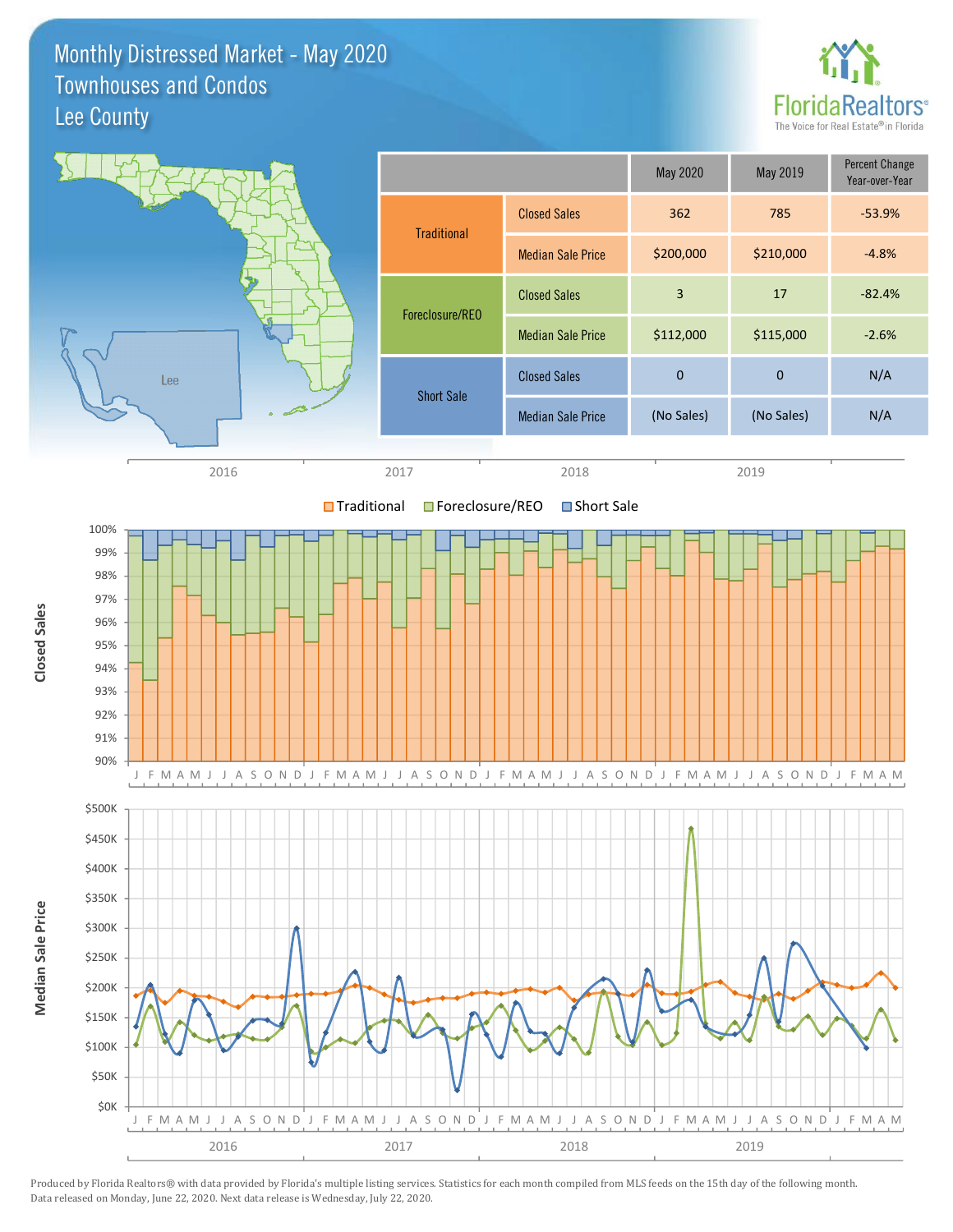# Monthly Distressed Market - May 2020
## Townhouses and Condos
## Lee County

FloridaRealtors®
The Voice for Real Estate® in Florida

Lee

| | | May 2020 | May 2019 | Percent Change Year-over-Year |
|---|---|---|---|---|
| Traditional | Closed Sales | 362 | 785 | -53.9% |
| | Median Sale Price | $200,000 | $210,000 | -4.8% |
| Foreclosure/REO | Closed Sales | 3 | 17 | -82.4% |
| | Median Sale Price | $112,000 | $115,000 | -2.6% |
| Short Sale | Closed Sales | 0 | 0 | N/A |
| | Median Sale Price | (No Sales) | (No Sales) | N/A |

2016 2017 2018 2019

Traditional Foreclosure/REO Short Sale

Closed Sales

100% 99% 98% 97% 96% 95% 94% 93% 92% 91% 90%

J F M A M J J A S O N D J F M A M J J A S O N D J F M A M J J A S O N D J F M A M J J A S O N D J F M A M

Median Sale Price

$500K $450K $400K $350K $300K $250K $200K $150K $100K $50K $0K

J F M A M J J A S O N D J F M A M J J A S O N D J F M A M J J A S O N D J F M A M J J A S O N D J F M A M

2016 2017 2018 2019

Produced by Florida Realtors® with data provided by Florida's multiple listing services. Statistics for each month compiled from MLS feeds on the 15th day of the following month. Data released on Monday, June 22, 2020. Next data release is Wednesday, July 22, 2020.